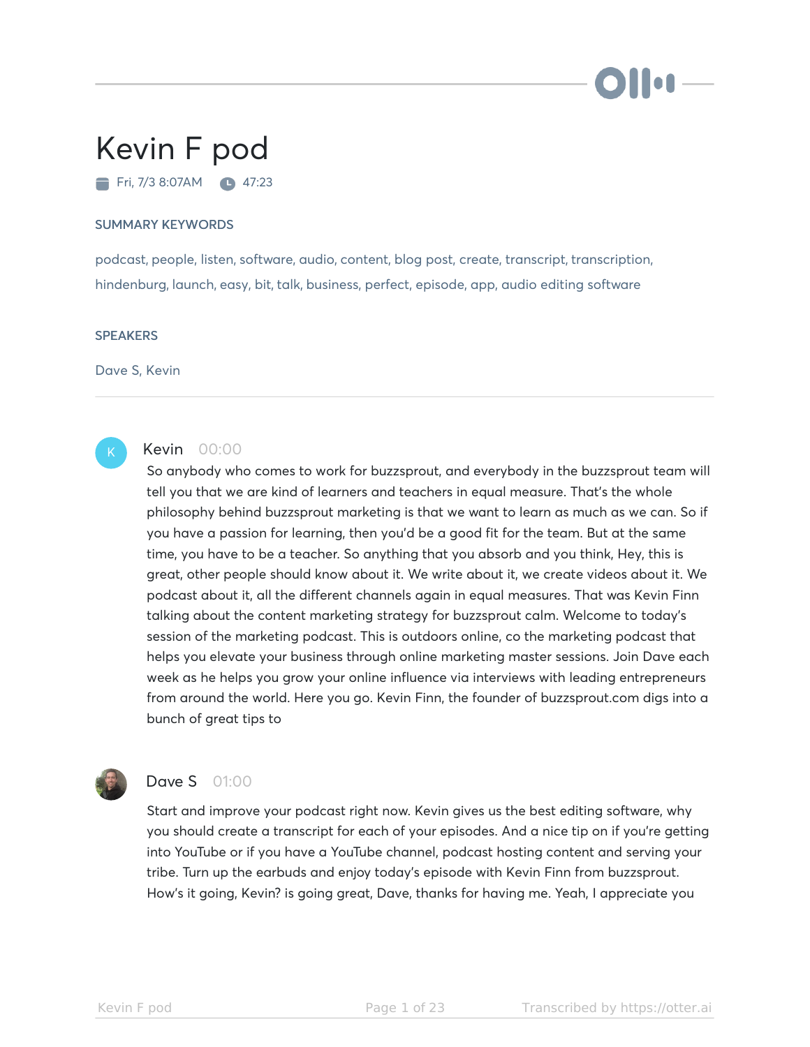# Kevin F pod

Fri, 7/3 8:07AM 47:23

## SUMMARY KEYWORDS

podcast, people, listen, software, audio, content, blog post, create, transcript, transcription, hindenburg, launch, easy, bit, talk, business, perfect, episode, app, audio editing software

## SPEAKERS

Dave S, Kevin

**Kevin** 00:00

So anybody who comes to work for buzzsprout, and everybody in the buzzsprout team will tell you that we are kind of learners and teachers in equal measure. That's the whole philosophy behind buzzsprout marketing is that we want to learn as much as we can. So if you have a passion for learning, then you'd be a good fit for the team. But at the same time, you have to be a teacher. So anything that you absorb and you think, Hey, this is great, other people should know about it. We write about it, we create videos about it. We podcast about it, all the different channels again in equal measures. That was Kevin Finn talking about the content marketing strategy for buzzsprout calm. Welcome to today's session of the marketing podcast. This is outdoors online, co the marketing podcast that helps you elevate your business through online marketing master sessions. Join Dave each week as he helps you grow your online influence via interviews with leading entrepreneurs from around the world. Here you go. Kevin Finn, the founder of buzzsprout.com digs into a bunch of great tips to

**Dave S** 01:00

Start and improve your podcast right now. Kevin gives us the best editing software, why you should create a transcript for each of your episodes. And a nice tip on if you're getting into YouTube or if you have a YouTube channel, podcast hosting content and serving your tribe. Turn up the earbuds and enjoy today's episode with Kevin Finn from buzzsprout. How's it going, Kevin? is going great, Dave, thanks for having me. Yeah, I appreciate you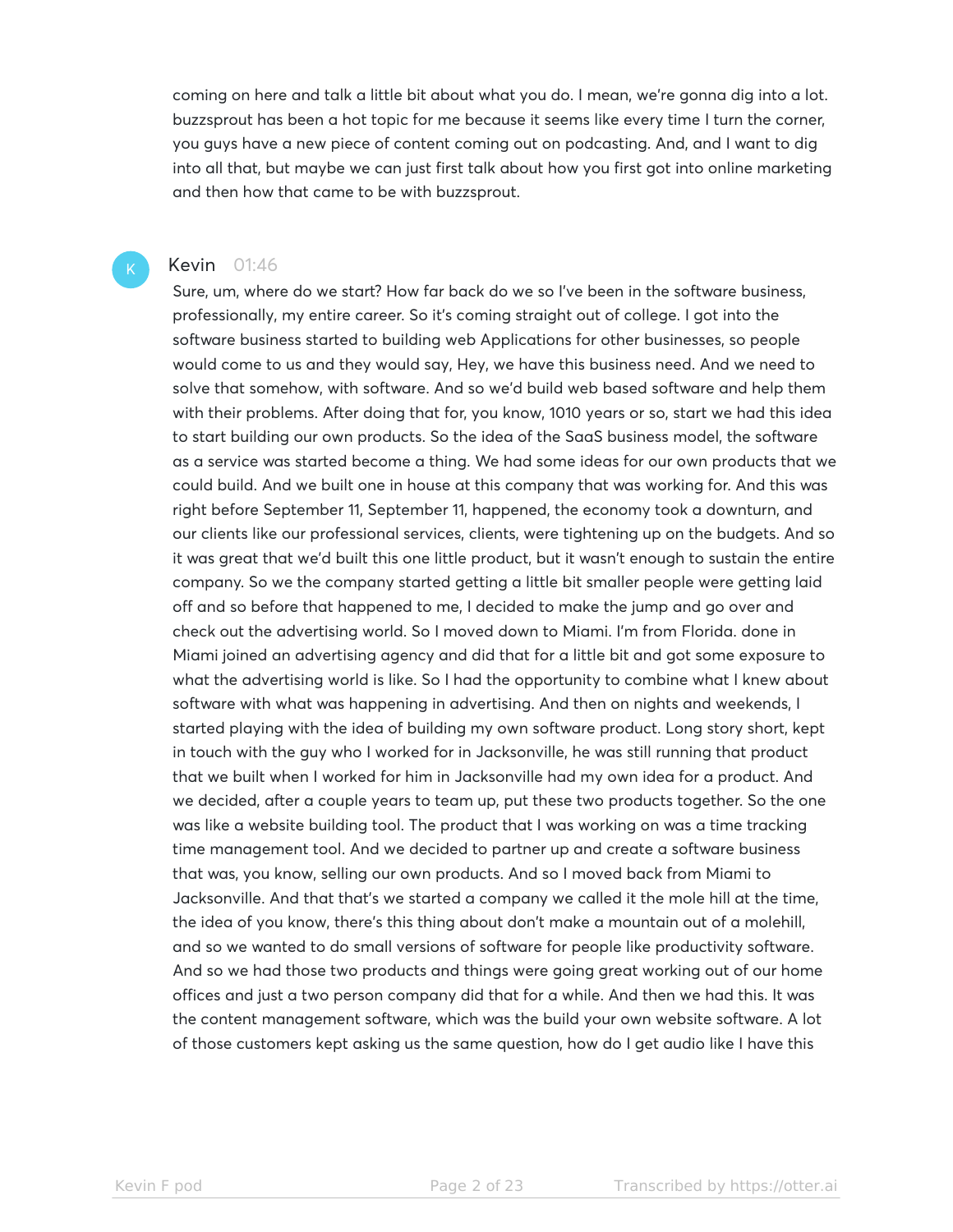coming on here and talk a little bit about what you do. I mean, we're gonna dig into a lot. buzzsprout has been a hot topic for me because it seems like every time I turn the corner, you guys have a new piece of content coming out on podcasting. And, and I want to dig into all that, but maybe we can just first talk about how you first got into online marketing and then how that came to be with buzzsprout.

**Kevin** 01:46

Sure, um, where do we start? How far back do we so I've been in the software business, professionally, my entire career. So it's coming straight out of college. I got into the software business started to building web Applications for other businesses, so people would come to us and they would say, Hey, we have this business need. And we need to solve that somehow, with software. And so we'd build web based software and help them with their problems. After doing that for, you know, 1010 years or so, start we had this idea to start building our own products. So the idea of the SaaS business model, the software as a service was started become a thing. We had some ideas for our own products that we could build. And we built one in house at this company that was working for. And this was right before September 11, September 11, happened, the economy took a downturn, and our clients like our professional services, clients, were tightening up on the budgets. And so it was great that we'd built this one little product, but it wasn't enough to sustain the entire company. So we the company started getting a little bit smaller people were getting laid off and so before that happened to me, I decided to make the jump and go over and check out the advertising world. So I moved down to Miami. I'm from Florida. done in Miami joined an advertising agency and did that for a little bit and got some exposure to what the advertising world is like. So I had the opportunity to combine what I knew about software with what was happening in advertising. And then on nights and weekends, I started playing with the idea of building my own software product. Long story short, kept in touch with the guy who I worked for in Jacksonville, he was still running that product that we built when I worked for him in Jacksonville had my own idea for a product. And we decided, after a couple years to team up, put these two products together. So the one was like a website building tool. The product that I was working on was a time tracking time management tool. And we decided to partner up and create a software business that was, you know, selling our own products. And so I moved back from Miami to Jacksonville. And that that's we started a company we called it the mole hill at the time, the idea of you know, there's this thing about don't make a mountain out of a molehill, and so we wanted to do small versions of software for people like productivity software. And so we had those two products and things were going great working out of our home offices and just a two person company did that for a while. And then we had this. It was the content management software, which was the build your own website software. A lot of those customers kept asking us the same question, how do I get audio like I have this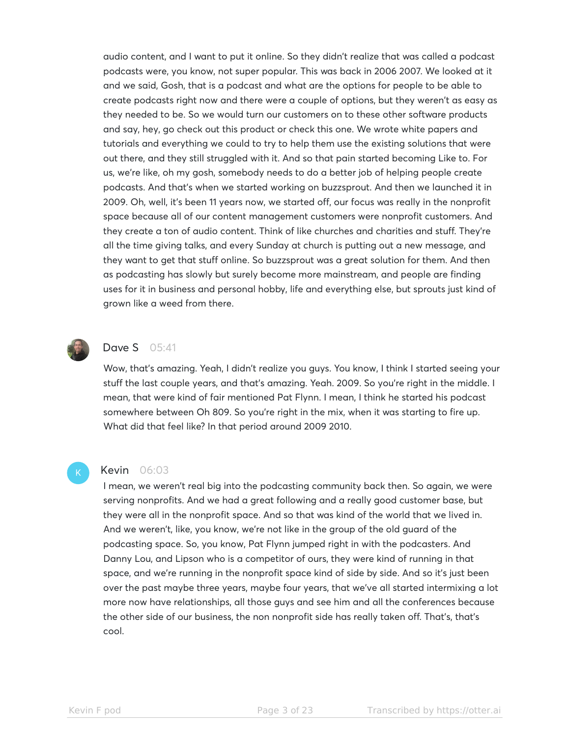audio content, and I want to put it online. So they didn't realize that was called a podcast podcasts were, you know, not super popular. This was back in 2006 2007. We looked at it and we said, Gosh, that is a podcast and what are the options for people to be able to create podcasts right now and there were a couple of options, but they weren't as easy as they needed to be. So we would turn our customers on to these other software products and say, hey, go check out this product or check this one. We wrote white papers and tutorials and everything we could to try to help them use the existing solutions that were out there, and they still struggled with it. And so that pain started becoming Like to. For us, we're like, oh my gosh, somebody needs to do a better job of helping people create podcasts. And that's when we started working on buzzsprout. And then we launched it in 2009. Oh, well, it's been 11 years now, we started off, our focus was really in the nonprofit space because all of our content management customers were nonprofit customers. And they create a ton of audio content. Think of like churches and charities and stuff. They're all the time giving talks, and every Sunday at church is putting out a new message, and they want to get that stuff online. So buzzsprout was a great solution for them. And then as podcasting has slowly but surely become more mainstream, and people are finding uses for it in business and personal hobby, life and everything else, but sprouts just kind of grown like a weed from there.

**Dave S** 05:41

Wow, that's amazing. Yeah, I didn't realize you guys. You know, I think I started seeing your stuff the last couple years, and that's amazing. Yeah. 2009. So you're right in the middle. I mean, that were kind of fair mentioned Pat Flynn. I mean, I think he started his podcast somewhere between Oh 809. So you're right in the mix, when it was starting to fire up. What did that feel like? In that period around 2009 2010.

**Kevin** 06:03

I mean, we weren't real big into the podcasting community back then. So again, we were serving nonprofits. And we had a great following and a really good customer base, but they were all in the nonprofit space. And so that was kind of the world that we lived in. And we weren't, like, you know, we're not like in the group of the old guard of the podcasting space. So, you know, Pat Flynn jumped right in with the podcasters. And Danny Lou, and Lipson who is a competitor of ours, they were kind of running in that space, and we're running in the nonprofit space kind of side by side. And so it's just been over the past maybe three years, maybe four years, that we've all started intermixing a lot more now have relationships, all those guys and see him and all the conferences because the other side of our business, the non nonprofit side has really taken off. That's, that's cool.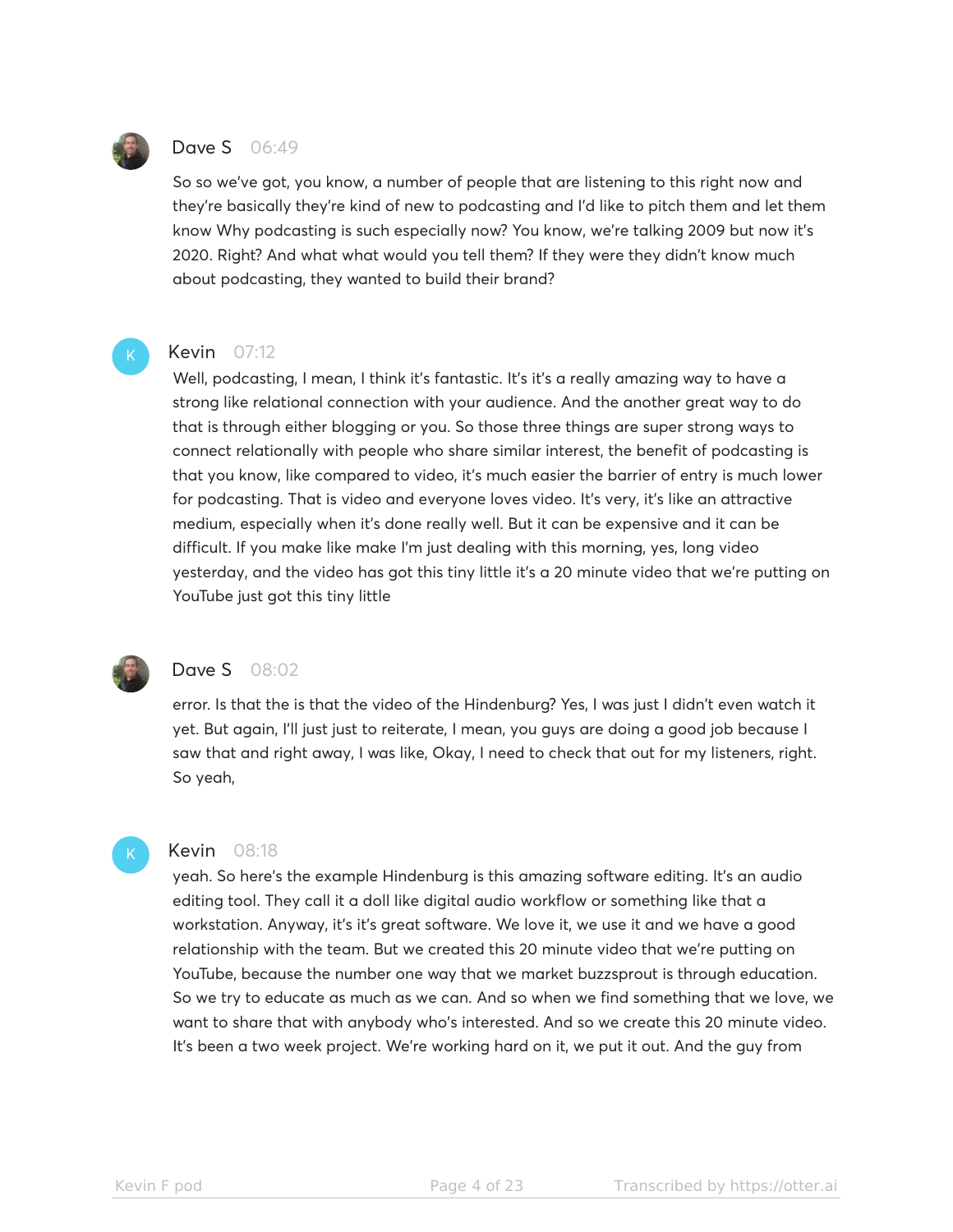**Dave S** 06:49

So so we've got, you know, a number of people that are listening to this right now and they're basically they're kind of new to podcasting and I'd like to pitch them and let them know Why podcasting is such especially now? You know, we're talking 2009 but now it's 2020. Right? And what what would you tell them? If they were they didn't know much about podcasting, they wanted to build their brand?

**Kevin** 07:12

Well, podcasting, I mean, I think it's fantastic. It's it's a really amazing way to have a strong like relational connection with your audience. And the another great way to do that is through either blogging or you. So those three things are super strong ways to connect relationally with people who share similar interest, the benefit of podcasting is that you know, like compared to video, it's much easier the barrier of entry is much lower for podcasting. That is video and everyone loves video. It's very, it's like an attractive medium, especially when it's done really well. But it can be expensive and it can be difficult. If you make like make I'm just dealing with this morning, yes, long video yesterday, and the video has got this tiny little it's a 20 minute video that we're putting on YouTube just got this tiny little

**Dave S** 08:02

error. Is that the is that the video of the Hindenburg? Yes, I was just I didn't even watch it yet. But again, I'll just just to reiterate, I mean, you guys are doing a good job because I saw that and right away, I was like, Okay, I need to check that out for my listeners, right. So yeah,

**Kevin** 08:18

yeah. So here's the example Hindenburg is this amazing software editing. It's an audio editing tool. They call it a doll like digital audio workflow or something like that a workstation. Anyway, it's it's great software. We love it, we use it and we have a good relationship with the team. But we created this 20 minute video that we're putting on YouTube, because the number one way that we market buzzsprout is through education. So we try to educate as much as we can. And so when we find something that we love, we want to share that with anybody who's interested. And so we create this 20 minute video. It's been a two week project. We're working hard on it, we put it out. And the guy from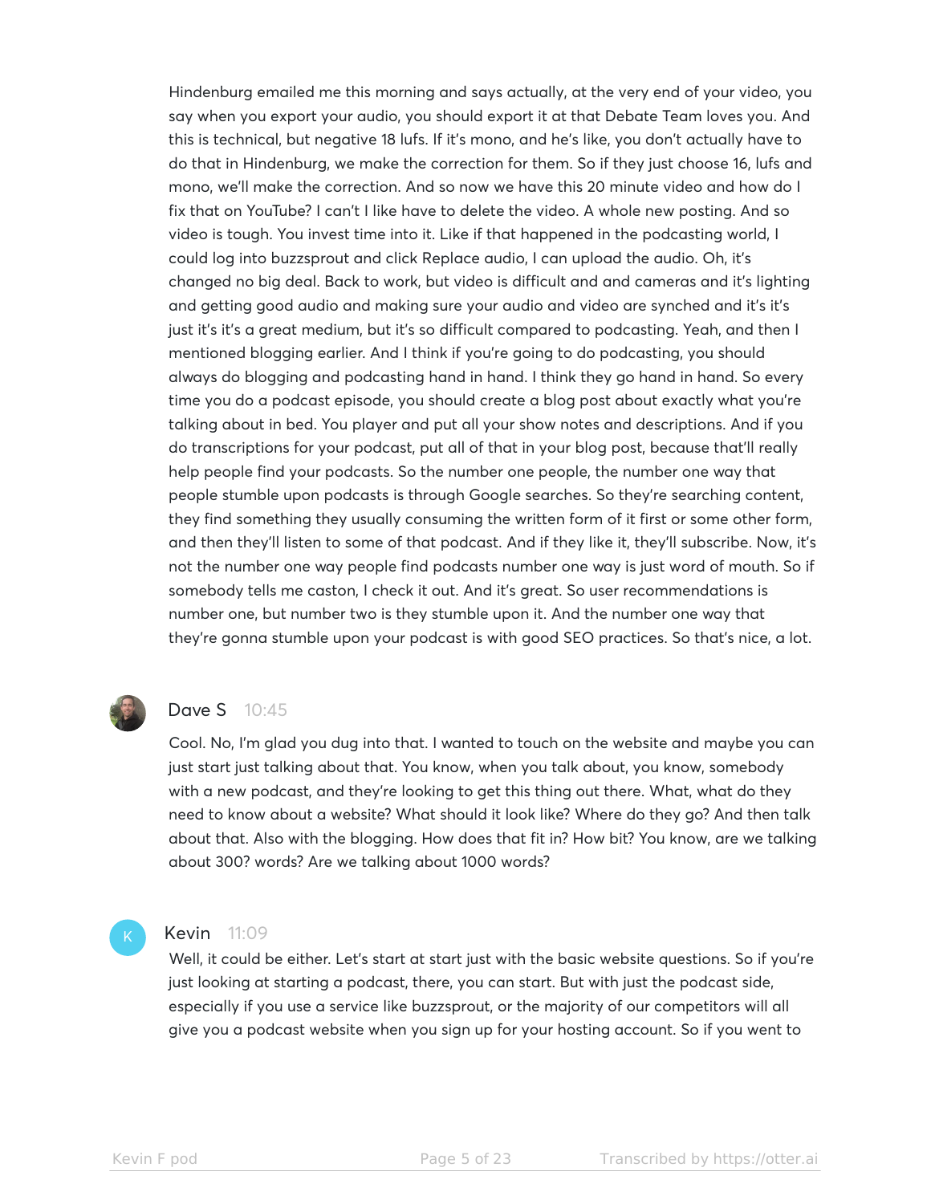Hindenburg emailed me this morning and says actually, at the very end of your video, you say when you export your audio, you should export it at that Debate Team loves you. And this is technical, but negative 18 lufs. If it's mono, and he's like, you don't actually have to do that in Hindenburg, we make the correction for them. So if they just choose 16, lufs and mono, we'll make the correction. And so now we have this 20 minute video and how do I fix that on YouTube? I can't I like have to delete the video. A whole new posting. And so video is tough. You invest time into it. Like if that happened in the podcasting world, I could log into buzzsprout and click Replace audio, I can upload the audio. Oh, it's changed no big deal. Back to work, but video is difficult and and cameras and it's lighting and getting good audio and making sure your audio and video are synched and it's it's just it's it's a great medium, but it's so difficult compared to podcasting. Yeah, and then I mentioned blogging earlier. And I think if you're going to do podcasting, you should always do blogging and podcasting hand in hand. I think they go hand in hand. So every time you do a podcast episode, you should create a blog post about exactly what you're talking about in bed. You player and put all your show notes and descriptions. And if you do transcriptions for your podcast, put all of that in your blog post, because that'll really help people find your podcasts. So the number one people, the number one way that people stumble upon podcasts is through Google searches. So they're searching content, they find something they usually consuming the written form of it first or some other form, and then they'll listen to some of that podcast. And if they like it, they'll subscribe. Now, it's not the number one way people find podcasts number one way is just word of mouth. So if somebody tells me caston, I check it out. And it's great. So user recommendations is number one, but number two is they stumble upon it. And the number one way that they're gonna stumble upon your podcast is with good SEO practices. So that's nice, a lot.

**Dave S** 10:45

Cool. No, I'm glad you dug into that. I wanted to touch on the website and maybe you can just start just talking about that. You know, when you talk about, you know, somebody with a new podcast, and they're looking to get this thing out there. What, what do they need to know about a website? What should it look like? Where do they go? And then talk about that. Also with the blogging. How does that fit in? How bit? You know, are we talking about 300? words? Are we talking about 1000 words?

**Kevin** 11:09

Well, it could be either. Let's start at start just with the basic website questions. So if you're just looking at starting a podcast, there, you can start. But with just the podcast side, especially if you use a service like buzzsprout, or the majority of our competitors will all give you a podcast website when you sign up for your hosting account. So if you went to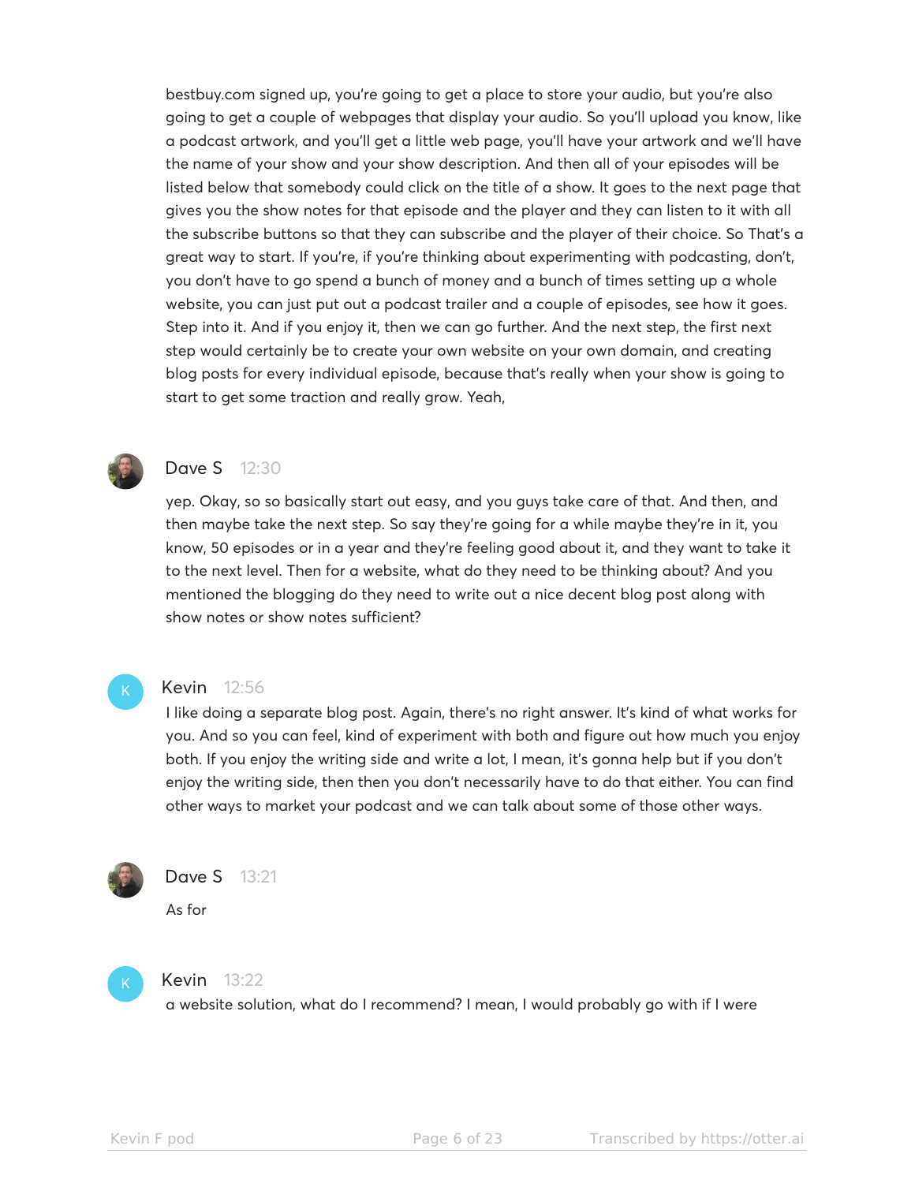bestbuy.com signed up, you're going to get a place to store your audio, but you're also going to get a couple of webpages that display your audio. So you'll upload you know, like a podcast artwork, and you'll get a little web page, you'll have your artwork and we'll have the name of your show and your show description. And then all of your episodes will be listed below that somebody could click on the title of a show. It goes to the next page that gives you the show notes for that episode and the player and they can listen to it with all the subscribe buttons so that they can subscribe and the player of their choice. So That's a great way to start. If you're, if you're thinking about experimenting with podcasting, don't, you don't have to go spend a bunch of money and a bunch of times setting up a whole website, you can just put out a podcast trailer and a couple of episodes, see how it goes. Step into it. And if you enjoy it, then we can go further. And the next step, the first next step would certainly be to create your own website on your own domain, and creating blog posts for every individual episode, because that's really when your show is going to start to get some traction and really grow. Yeah,

**Dave S** 12:30

yep. Okay, so so basically start out easy, and you guys take care of that. And then, and then maybe take the next step. So say they're going for a while maybe they're in it, you know, 50 episodes or in a year and they're feeling good about it, and they want to take it to the next level. Then for a website, what do they need to be thinking about? And you mentioned the blogging do they need to write out a nice decent blog post along with show notes or show notes sufficient?

**Kevin** 12:56

I like doing a separate blog post. Again, there's no right answer. It's kind of what works for you. And so you can feel, kind of experiment with both and figure out how much you enjoy both. If you enjoy the writing side and write a lot, I mean, it's gonna help but if you don't enjoy the writing side, then then you don't necessarily have to do that either. You can find other ways to market your podcast and we can talk about some of those other ways.

**Dave S** 13:21

As for

**Kevin** 13:22

a website solution, what do I recommend? I mean, I would probably go with if I were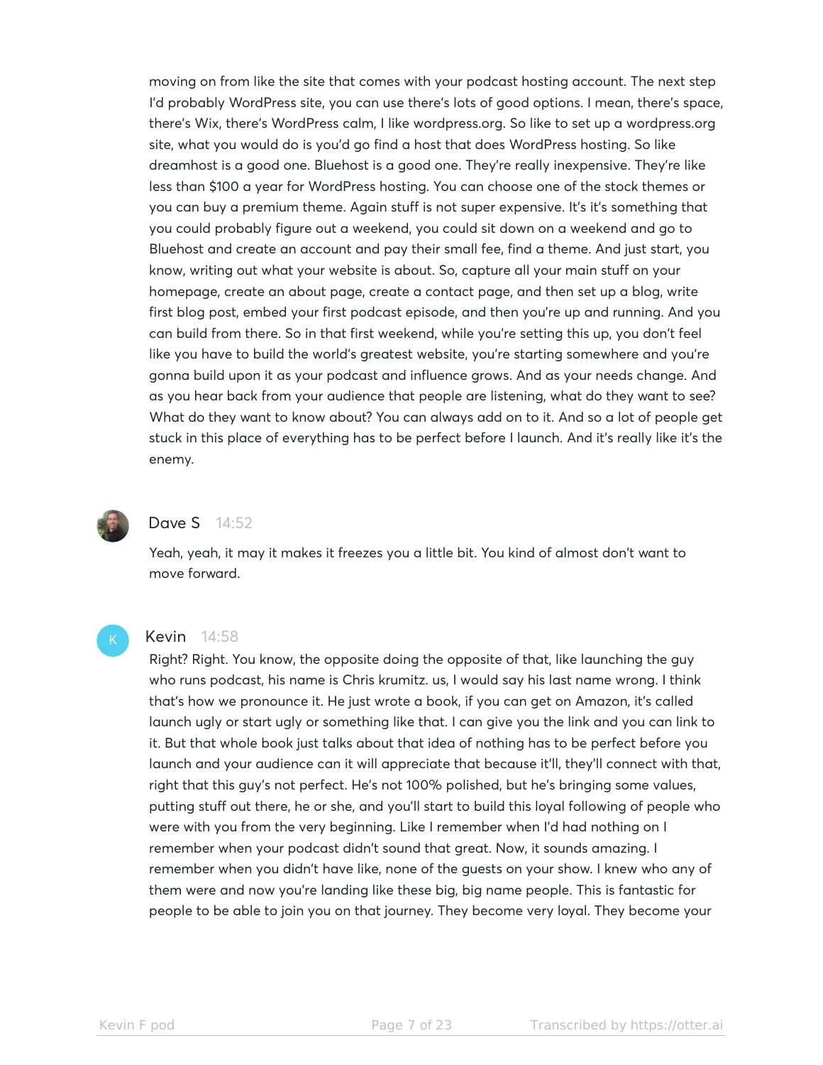moving on from like the site that comes with your podcast hosting account. The next step I'd probably WordPress site, you can use there's lots of good options. I mean, there's space, there's Wix, there's WordPress calm, I like wordpress.org. So like to set up a wordpress.org site, what you would do is you'd go find a host that does WordPress hosting. So like dreamhost is a good one. Bluehost is a good one. They're really inexpensive. They're like less than $100 a year for WordPress hosting. You can choose one of the stock themes or you can buy a premium theme. Again stuff is not super expensive. It's it's something that you could probably figure out a weekend, you could sit down on a weekend and go to Bluehost and create an account and pay their small fee, find a theme. And just start, you know, writing out what your website is about. So, capture all your main stuff on your homepage, create an about page, create a contact page, and then set up a blog, write first blog post, embed your first podcast episode, and then you're up and running. And you can build from there. So in that first weekend, while you're setting this up, you don't feel like you have to build the world's greatest website, you're starting somewhere and you're gonna build upon it as your podcast and influence grows. And as your needs change. And as you hear back from your audience that people are listening, what do they want to see? What do they want to know about? You can always add on to it. And so a lot of people get stuck in this place of everything has to be perfect before I launch. And it's really like it's the enemy.

**Dave S** 14:52

Yeah, yeah, it may it makes it freezes you a little bit. You kind of almost don't want to move forward.

**Kevin** 14:58

Right? Right. You know, the opposite doing the opposite of that, like launching the guy who runs podcast, his name is Chris krumitz. us, I would say his last name wrong. I think that's how we pronounce it. He just wrote a book, if you can get on Amazon, it's called launch ugly or start ugly or something like that. I can give you the link and you can link to it. But that whole book just talks about that idea of nothing has to be perfect before you launch and your audience can it will appreciate that because it'll, they'll connect with that, right that this guy's not perfect. He's not 100% polished, but he's bringing some values, putting stuff out there, he or she, and you'll start to build this loyal following of people who were with you from the very beginning. Like I remember when I'd had nothing on I remember when your podcast didn't sound that great. Now, it sounds amazing. I remember when you didn't have like, none of the guests on your show. I knew who any of them were and now you're landing like these big, big name people. This is fantastic for people to be able to join you on that journey. They become very loyal. They become your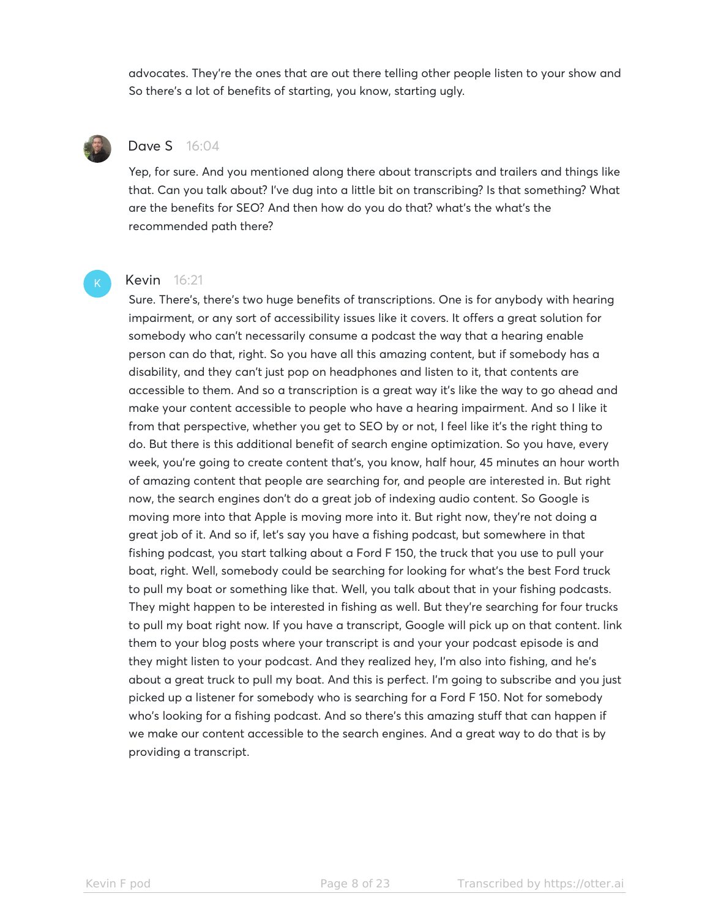advocates. They're the ones that are out there telling other people listen to your show and So there's a lot of benefits of starting, you know, starting ugly.

**Dave S** 16:04

Yep, for sure. And you mentioned along there about transcripts and trailers and things like that. Can you talk about? I've dug into a little bit on transcribing? Is that something? What are the benefits for SEO? And then how do you do that? what's the what's the recommended path there?

**Kevin** 16:21

Sure. There's, there's two huge benefits of transcriptions. One is for anybody with hearing impairment, or any sort of accessibility issues like it covers. It offers a great solution for somebody who can't necessarily consume a podcast the way that a hearing enable person can do that, right. So you have all this amazing content, but if somebody has a disability, and they can't just pop on headphones and listen to it, that contents are accessible to them. And so a transcription is a great way it's like the way to go ahead and make your content accessible to people who have a hearing impairment. And so I like it from that perspective, whether you get to SEO by or not, I feel like it's the right thing to do. But there is this additional benefit of search engine optimization. So you have, every week, you're going to create content that's, you know, half hour, 45 minutes an hour worth of amazing content that people are searching for, and people are interested in. But right now, the search engines don't do a great job of indexing audio content. So Google is moving more into that Apple is moving more into it. But right now, they're not doing a great job of it. And so if, let's say you have a fishing podcast, but somewhere in that fishing podcast, you start talking about a Ford F 150, the truck that you use to pull your boat, right. Well, somebody could be searching for looking for what's the best Ford truck to pull my boat or something like that. Well, you talk about that in your fishing podcasts. They might happen to be interested in fishing as well. But they're searching for four trucks to pull my boat right now. If you have a transcript, Google will pick up on that content. link them to your blog posts where your transcript is and your your podcast episode is and they might listen to your podcast. And they realized hey, I'm also into fishing, and he's about a great truck to pull my boat. And this is perfect. I'm going to subscribe and you just picked up a listener for somebody who is searching for a Ford F 150. Not for somebody who's looking for a fishing podcast. And so there's this amazing stuff that can happen if we make our content accessible to the search engines. And a great way to do that is by providing a transcript.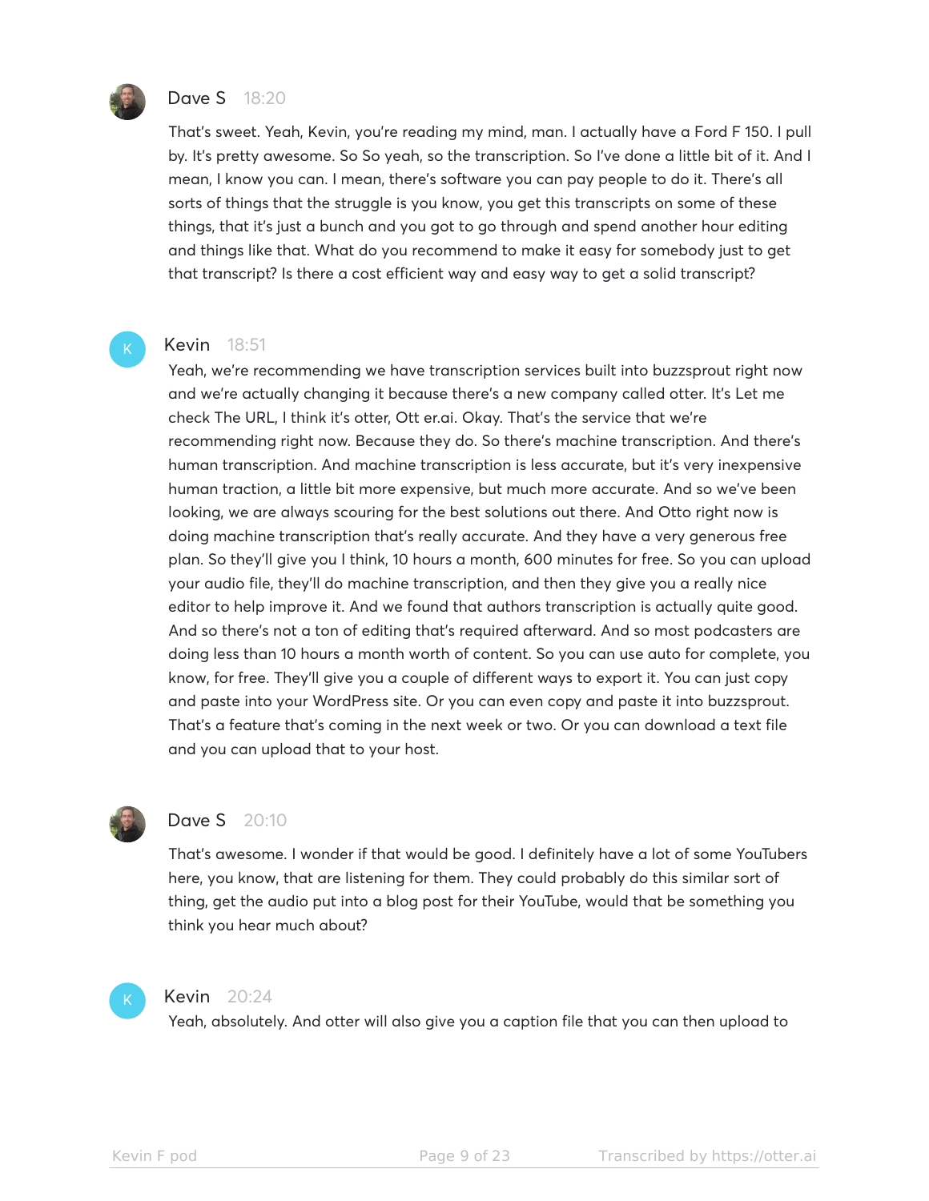**Dave S** 18:20

That's sweet. Yeah, Kevin, you're reading my mind, man. I actually have a Ford F 150. I pull by. It's pretty awesome. So So yeah, so the transcription. So I've done a little bit of it. And I mean, I know you can. I mean, there's software you can pay people to do it. There's all sorts of things that the struggle is you know, you get this transcripts on some of these things, that it's just a bunch and you got to go through and spend another hour editing and things like that. What do you recommend to make it easy for somebody just to get that transcript? Is there a cost efficient way and easy way to get a solid transcript?

**Kevin** 18:51

Yeah, we're recommending we have transcription services built into buzzsprout right now and we're actually changing it because there's a new company called otter. It's Let me check The URL, I think it's otter, Ott er.ai. Okay. That's the service that we're recommending right now. Because they do. So there's machine transcription. And there's human transcription. And machine transcription is less accurate, but it's very inexpensive human traction, a little bit more expensive, but much more accurate. And so we've been looking, we are always scouring for the best solutions out there. And Otto right now is doing machine transcription that's really accurate. And they have a very generous free plan. So they'll give you I think, 10 hours a month, 600 minutes for free. So you can upload your audio file, they'll do machine transcription, and then they give you a really nice editor to help improve it. And we found that authors transcription is actually quite good. And so there's not a ton of editing that's required afterward. And so most podcasters are doing less than 10 hours a month worth of content. So you can use auto for complete, you know, for free. They'll give you a couple of different ways to export it. You can just copy and paste into your WordPress site. Or you can even copy and paste it into buzzsprout. That's a feature that's coming in the next week or two. Or you can download a text file and you can upload that to your host.

**Dave S** 20:10

That's awesome. I wonder if that would be good. I definitely have a lot of some YouTubers here, you know, that are listening for them. They could probably do this similar sort of thing, get the audio put into a blog post for their YouTube, would that be something you think you hear much about?

**Kevin** 20:24

Yeah, absolutely. And otter will also give you a caption file that you can then upload to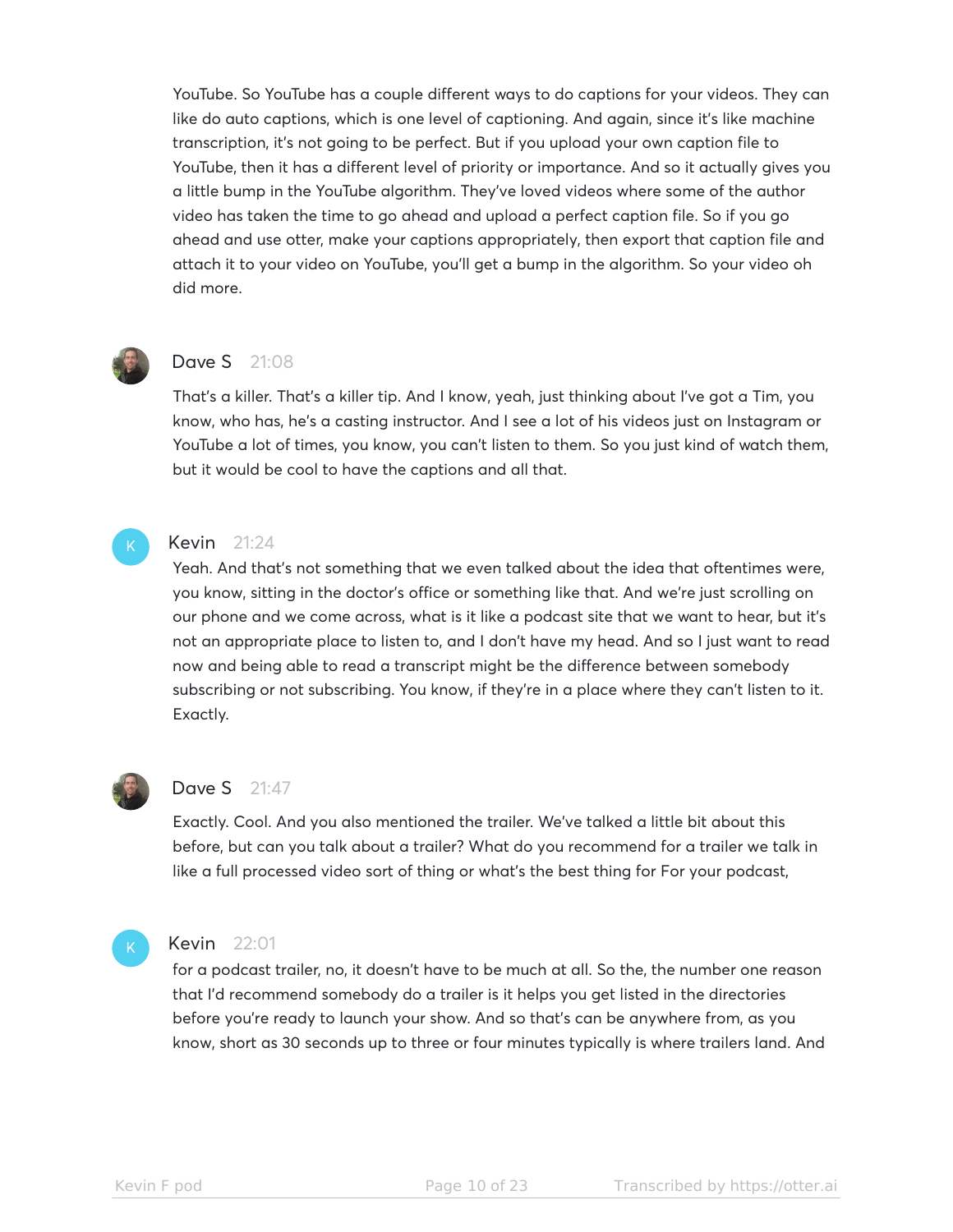YouTube. So YouTube has a couple different ways to do captions for your videos. They can like do auto captions, which is one level of captioning. And again, since it's like machine transcription, it's not going to be perfect. But if you upload your own caption file to YouTube, then it has a different level of priority or importance. And so it actually gives you a little bump in the YouTube algorithm. They've loved videos where some of the author video has taken the time to go ahead and upload a perfect caption file. So if you go ahead and use otter, make your captions appropriately, then export that caption file and attach it to your video on YouTube, you'll get a bump in the algorithm. So your video oh did more.

**Dave S** 21:08

That's a killer. That's a killer tip. And I know, yeah, just thinking about I've got a Tim, you know, who has, he's a casting instructor. And I see a lot of his videos just on Instagram or YouTube a lot of times, you know, you can't listen to them. So you just kind of watch them, but it would be cool to have the captions and all that.

**Kevin** 21:24

Yeah. And that's not something that we even talked about the idea that oftentimes were, you know, sitting in the doctor's office or something like that. And we're just scrolling on our phone and we come across, what is it like a podcast site that we want to hear, but it's not an appropriate place to listen to, and I don't have my head. And so I just want to read now and being able to read a transcript might be the difference between somebody subscribing or not subscribing. You know, if they're in a place where they can't listen to it. Exactly.

**Dave S** 21:47

Exactly. Cool. And you also mentioned the trailer. We've talked a little bit about this before, but can you talk about a trailer? What do you recommend for a trailer we talk in like a full processed video sort of thing or what's the best thing for For your podcast,

**Kevin** 22:01

for a podcast trailer, no, it doesn't have to be much at all. So the, the number one reason that I'd recommend somebody do a trailer is it helps you get listed in the directories before you're ready to launch your show. And so that's can be anywhere from, as you know, short as 30 seconds up to three or four minutes typically is where trailers land. And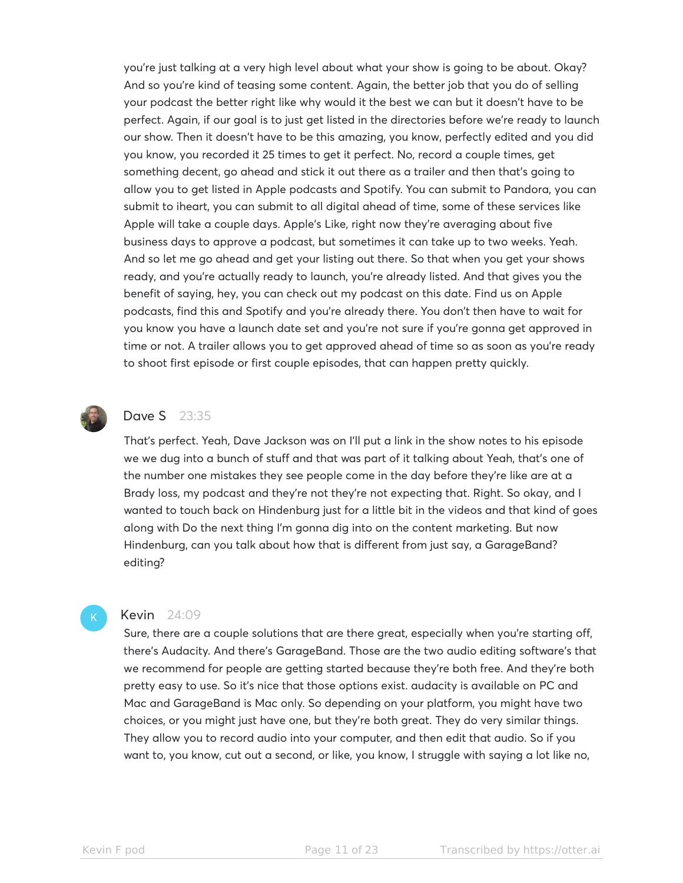you're just talking at a very high level about what your show is going to be about. Okay? And so you're kind of teasing some content. Again, the better job that you do of selling your podcast the better right like why would it the best we can but it doesn't have to be perfect. Again, if our goal is to just get listed in the directories before we're ready to launch our show. Then it doesn't have to be this amazing, you know, perfectly edited and you did you know, you recorded it 25 times to get it perfect. No, record a couple times, get something decent, go ahead and stick it out there as a trailer and then that's going to allow you to get listed in Apple podcasts and Spotify. You can submit to Pandora, you can submit to iheart, you can submit to all digital ahead of time, some of these services like Apple will take a couple days. Apple's Like, right now they're averaging about five business days to approve a podcast, but sometimes it can take up to two weeks. Yeah. And so let me go ahead and get your listing out there. So that when you get your shows ready, and you're actually ready to launch, you're already listed. And that gives you the benefit of saying, hey, you can check out my podcast on this date. Find us on Apple podcasts, find this and Spotify and you're already there. You don't then have to wait for you know you have a launch date set and you're not sure if you're gonna get approved in time or not. A trailer allows you to get approved ahead of time so as soon as you're ready to shoot first episode or first couple episodes, that can happen pretty quickly.

**Dave S** 23:35

That's perfect. Yeah, Dave Jackson was on I'll put a link in the show notes to his episode we we dug into a bunch of stuff and that was part of it talking about Yeah, that's one of the number one mistakes they see people come in the day before they're like are at a Brady loss, my podcast and they're not they're not expecting that. Right. So okay, and I wanted to touch back on Hindenburg just for a little bit in the videos and that kind of goes along with Do the next thing I'm gonna dig into on the content marketing. But now Hindenburg, can you talk about how that is different from just say, a GarageBand? editing?

**Kevin** 24:09

Sure, there are a couple solutions that are there great, especially when you're starting off, there's Audacity. And there's GarageBand. Those are the two audio editing software's that we recommend for people are getting started because they're both free. And they're both pretty easy to use. So it's nice that those options exist. audacity is available on PC and Mac and GarageBand is Mac only. So depending on your platform, you might have two choices, or you might just have one, but they're both great. They do very similar things. They allow you to record audio into your computer, and then edit that audio. So if you want to, you know, cut out a second, or like, you know, I struggle with saying a lot like no,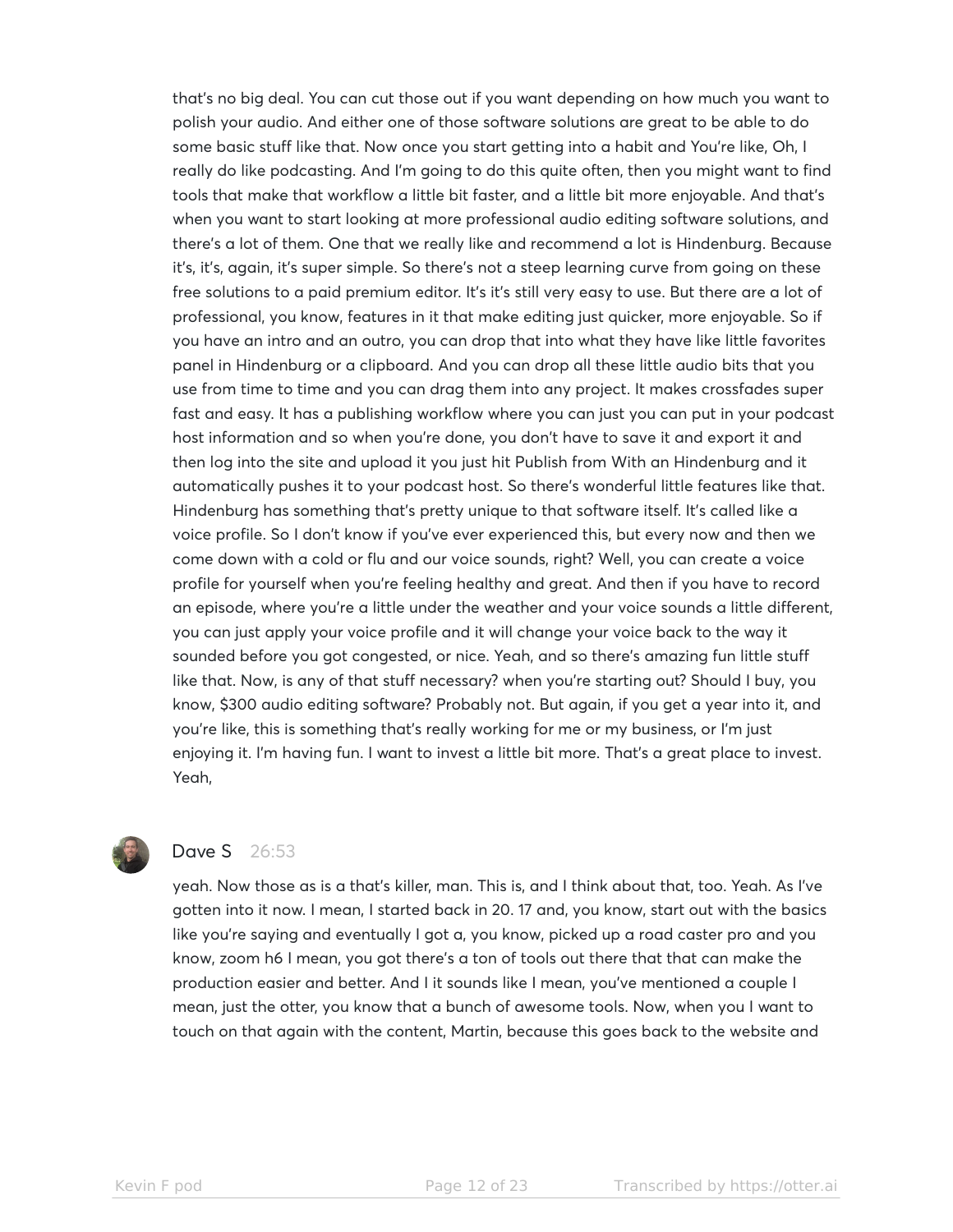that's no big deal. You can cut those out if you want depending on how much you want to polish your audio. And either one of those software solutions are great to be able to do some basic stuff like that. Now once you start getting into a habit and You're like, Oh, I really do like podcasting. And I'm going to do this quite often, then you might want to find tools that make that workflow a little bit faster, and a little bit more enjoyable. And that's when you want to start looking at more professional audio editing software solutions, and there's a lot of them. One that we really like and recommend a lot is Hindenburg. Because it's, it's, again, it's super simple. So there's not a steep learning curve from going on these free solutions to a paid premium editor. It's it's still very easy to use. But there are a lot of professional, you know, features in it that make editing just quicker, more enjoyable. So if you have an intro and an outro, you can drop that into what they have like little favorites panel in Hindenburg or a clipboard. And you can drop all these little audio bits that you use from time to time and you can drag them into any project. It makes crossfades super fast and easy. It has a publishing workflow where you can just you can put in your podcast host information and so when you're done, you don't have to save it and export it and then log into the site and upload it you just hit Publish from With an Hindenburg and it automatically pushes it to your podcast host. So there's wonderful little features like that. Hindenburg has something that's pretty unique to that software itself. It's called like a voice profile. So I don't know if you've ever experienced this, but every now and then we come down with a cold or flu and our voice sounds, right? Well, you can create a voice profile for yourself when you're feeling healthy and great. And then if you have to record an episode, where you're a little under the weather and your voice sounds a little different, you can just apply your voice profile and it will change your voice back to the way it sounded before you got congested, or nice. Yeah, and so there's amazing fun little stuff like that. Now, is any of that stuff necessary? when you're starting out? Should I buy, you know, $300 audio editing software? Probably not. But again, if you get a year into it, and you're like, this is something that's really working for me or my business, or I'm just enjoying it. I'm having fun. I want to invest a little bit more. That's a great place to invest. Yeah,

**Dave S** 26:53

yeah. Now those as is a that's killer, man. This is, and I think about that, too. Yeah. As I've gotten into it now. I mean, I started back in 20. 17 and, you know, start out with the basics like you're saying and eventually I got a, you know, picked up a road caster pro and you know, zoom h6 I mean, you got there's a ton of tools out there that that can make the production easier and better. And I it sounds like I mean, you've mentioned a couple I mean, just the otter, you know that a bunch of awesome tools. Now, when you I want to touch on that again with the content, Martin, because this goes back to the website and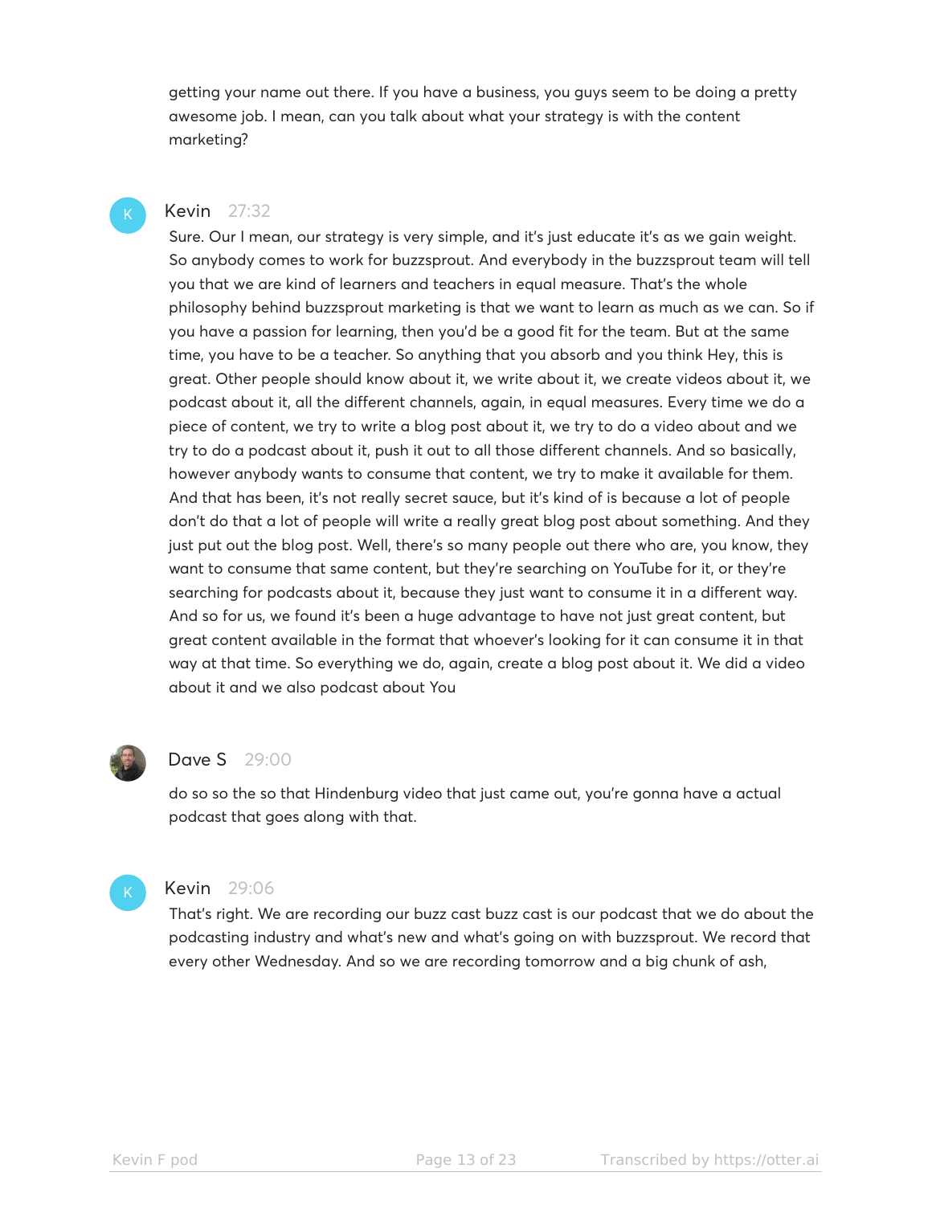getting your name out there. If you have a business, you guys seem to be doing a pretty awesome job. I mean, can you talk about what your strategy is with the content marketing?

**Kevin** 27:32

Sure. Our I mean, our strategy is very simple, and it's just educate it's as we gain weight. So anybody comes to work for buzzsprout. And everybody in the buzzsprout team will tell you that we are kind of learners and teachers in equal measure. That's the whole philosophy behind buzzsprout marketing is that we want to learn as much as we can. So if you have a passion for learning, then you'd be a good fit for the team. But at the same time, you have to be a teacher. So anything that you absorb and you think Hey, this is great. Other people should know about it, we write about it, we create videos about it, we podcast about it, all the different channels, again, in equal measures. Every time we do a piece of content, we try to write a blog post about it, we try to do a video about and we try to do a podcast about it, push it out to all those different channels. And so basically, however anybody wants to consume that content, we try to make it available for them. And that has been, it's not really secret sauce, but it's kind of is because a lot of people don't do that a lot of people will write a really great blog post about something. And they just put out the blog post. Well, there's so many people out there who are, you know, they want to consume that same content, but they're searching on YouTube for it, or they're searching for podcasts about it, because they just want to consume it in a different way. And so for us, we found it's been a huge advantage to have not just great content, but great content available in the format that whoever's looking for it can consume it in that way at that time. So everything we do, again, create a blog post about it. We did a video about it and we also podcast about You

**Dave S** 29:00

do so so the so that Hindenburg video that just came out, you're gonna have a actual podcast that goes along with that.

**Kevin** 29:06

That's right. We are recording our buzz cast buzz cast is our podcast that we do about the podcasting industry and what's new and what's going on with buzzsprout. We record that every other Wednesday. And so we are recording tomorrow and a big chunk of ash,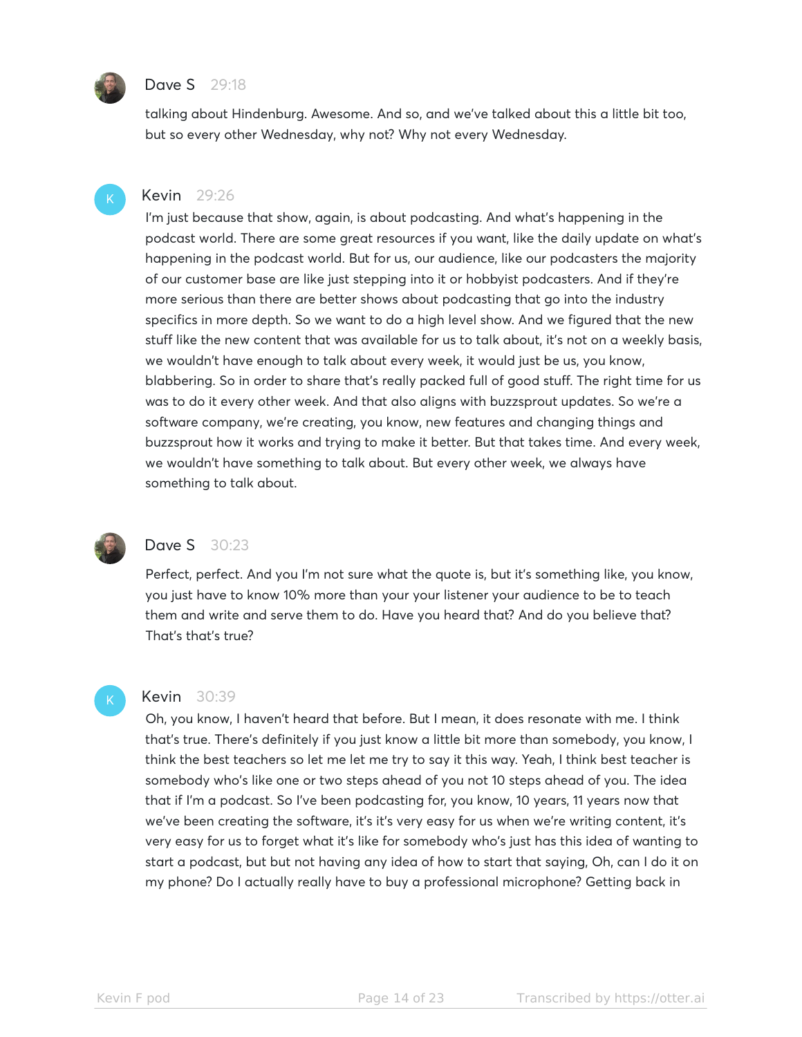**Dave S** 29:18

talking about Hindenburg. Awesome. And so, and we've talked about this a little bit too, but so every other Wednesday, why not? Why not every Wednesday.

**Kevin** 29:26

I'm just because that show, again, is about podcasting. And what's happening in the podcast world. There are some great resources if you want, like the daily update on what's happening in the podcast world. But for us, our audience, like our podcasters the majority of our customer base are like just stepping into it or hobbyist podcasters. And if they're more serious than there are better shows about podcasting that go into the industry specifics in more depth. So we want to do a high level show. And we figured that the new stuff like the new content that was available for us to talk about, it's not on a weekly basis, we wouldn't have enough to talk about every week, it would just be us, you know, blabbering. So in order to share that's really packed full of good stuff. The right time for us was to do it every other week. And that also aligns with buzzsprout updates. So we're a software company, we're creating, you know, new features and changing things and buzzsprout how it works and trying to make it better. But that takes time. And every week, we wouldn't have something to talk about. But every other week, we always have something to talk about.

**Dave S** 30:23

Perfect, perfect. And you I'm not sure what the quote is, but it's something like, you know, you just have to know 10% more than your your listener your audience to be to teach them and write and serve them to do. Have you heard that? And do you believe that? That's that's true?

**Kevin** 30:39

Oh, you know, I haven't heard that before. But I mean, it does resonate with me. I think that's true. There's definitely if you just know a little bit more than somebody, you know, I think the best teachers so let me let me try to say it this way. Yeah, I think best teacher is somebody who's like one or two steps ahead of you not 10 steps ahead of you. The idea that if I'm a podcast. So I've been podcasting for, you know, 10 years, 11 years now that we've been creating the software, it's it's very easy for us when we're writing content, it's very easy for us to forget what it's like for somebody who's just has this idea of wanting to start a podcast, but but not having any idea of how to start that saying, Oh, can I do it on my phone? Do I actually really have to buy a professional microphone? Getting back in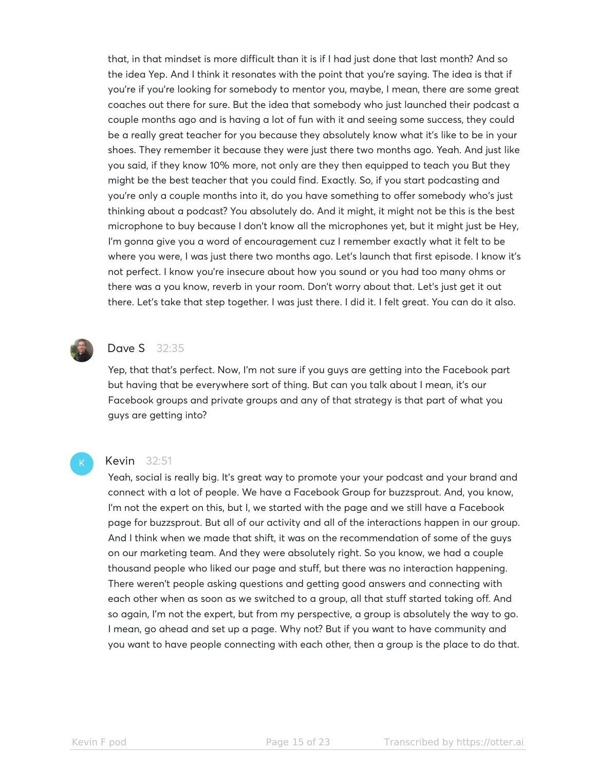that, in that mindset is more difficult than it is if I had just done that last month? And so the idea Yep. And I think it resonates with the point that you're saying. The idea is that if you're if you're looking for somebody to mentor you, maybe, I mean, there are some great coaches out there for sure. But the idea that somebody who just launched their podcast a couple months ago and is having a lot of fun with it and seeing some success, they could be a really great teacher for you because they absolutely know what it's like to be in your shoes. They remember it because they were just there two months ago. Yeah. And just like you said, if they know 10% more, not only are they then equipped to teach you But they might be the best teacher that you could find. Exactly. So, if you start podcasting and you're only a couple months into it, do you have something to offer somebody who's just thinking about a podcast? You absolutely do. And it might, it might not be this is the best microphone to buy because I don't know all the microphones yet, but it might just be Hey, I'm gonna give you a word of encouragement cuz I remember exactly what it felt to be where you were, I was just there two months ago. Let's launch that first episode. I know it's not perfect. I know you're insecure about how you sound or you had too many ohms or there was a you know, reverb in your room. Don't worry about that. Let's just get it out there. Let's take that step together. I was just there. I did it. I felt great. You can do it also.

**Dave S** 32:35

Yep, that that's perfect. Now, I'm not sure if you guys are getting into the Facebook part but having that be everywhere sort of thing. But can you talk about I mean, it's our Facebook groups and private groups and any of that strategy is that part of what you guys are getting into?

**Kevin** 32:51

Yeah, social is really big. It's great way to promote your your podcast and your brand and connect with a lot of people. We have a Facebook Group for buzzsprout. And, you know, I'm not the expert on this, but I, we started with the page and we still have a Facebook page for buzzsprout. But all of our activity and all of the interactions happen in our group. And I think when we made that shift, it was on the recommendation of some of the guys on our marketing team. And they were absolutely right. So you know, we had a couple thousand people who liked our page and stuff, but there was no interaction happening. There weren't people asking questions and getting good answers and connecting with each other when as soon as we switched to a group, all that stuff started taking off. And so again, I'm not the expert, but from my perspective, a group is absolutely the way to go. I mean, go ahead and set up a page. Why not? But if you want to have community and you want to have people connecting with each other, then a group is the place to do that.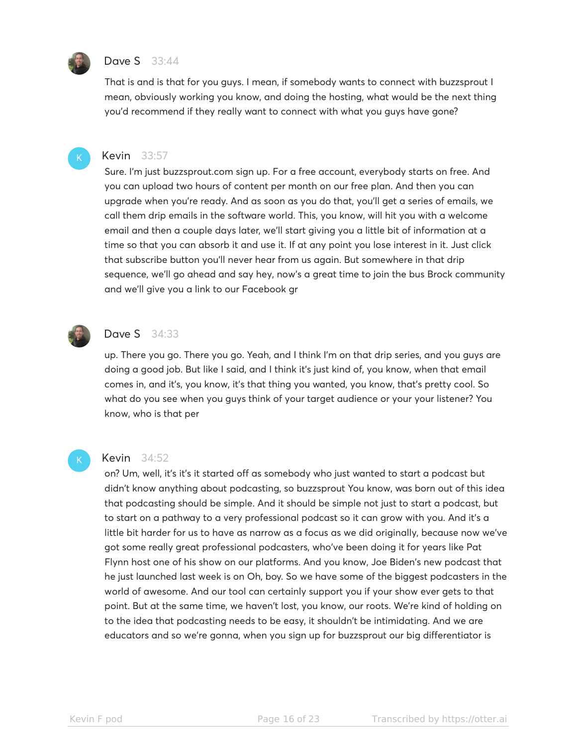**Dave S** 33:44

That is and is that for you guys. I mean, if somebody wants to connect with buzzsprout I mean, obviously working you know, and doing the hosting, what would be the next thing you'd recommend if they really want to connect with what you guys have gone?

**Kevin** 33:57

Sure. I'm just buzzsprout.com sign up. For a free account, everybody starts on free. And you can upload two hours of content per month on our free plan. And then you can upgrade when you're ready. And as soon as you do that, you'll get a series of emails, we call them drip emails in the software world. This, you know, will hit you with a welcome email and then a couple days later, we'll start giving you a little bit of information at a time so that you can absorb it and use it. If at any point you lose interest in it. Just click that subscribe button you'll never hear from us again. But somewhere in that drip sequence, we'll go ahead and say hey, now's a great time to join the bus Brock community and we'll give you a link to our Facebook gr

**Dave S** 34:33

up. There you go. There you go. Yeah, and I think I'm on that drip series, and you guys are doing a good job. But like I said, and I think it's just kind of, you know, when that email comes in, and it's, you know, it's that thing you wanted, you know, that's pretty cool. So what do you see when you guys think of your target audience or your your listener? You know, who is that per

**Kevin** 34:52

on? Um, well, it's it's it started off as somebody who just wanted to start a podcast but didn't know anything about podcasting, so buzzsprout You know, was born out of this idea that podcasting should be simple. And it should be simple not just to start a podcast, but to start on a pathway to a very professional podcast so it can grow with you. And it's a little bit harder for us to have as narrow as a focus as we did originally, because now we've got some really great professional podcasters, who've been doing it for years like Pat Flynn host one of his show on our platforms. And you know, Joe Biden's new podcast that he just launched last week is on Oh, boy. So we have some of the biggest podcasters in the world of awesome. And our tool can certainly support you if your show ever gets to that point. But at the same time, we haven't lost, you know, our roots. We're kind of holding on to the idea that podcasting needs to be easy, it shouldn't be intimidating. And we are educators and so we're gonna, when you sign up for buzzsprout our big differentiator is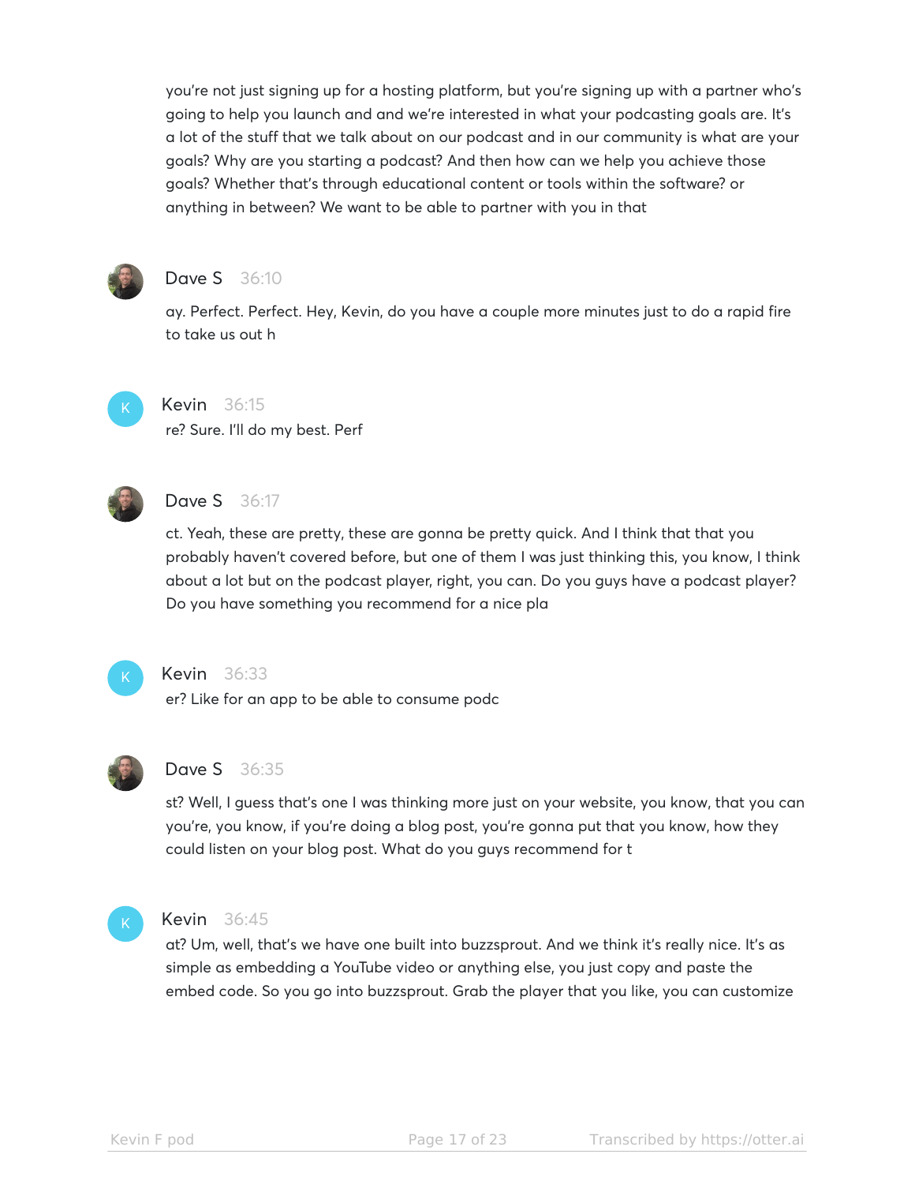you're not just signing up for a hosting platform, but you're signing up with a partner who's going to help you launch and and we're interested in what your podcasting goals are. It's a lot of the stuff that we talk about on our podcast and in our community is what are your goals? Why are you starting a podcast? And then how can we help you achieve those goals? Whether that's through educational content or tools within the software? or anything in between? We want to be able to partner with you in that

**Dave S** 36:10

ay. Perfect. Perfect. Hey, Kevin, do you have a couple more minutes just to do a rapid fire to take us out h

**Kevin** 36:15

re? Sure. I'll do my best. Perf

**Dave S** 36:17

ct. Yeah, these are pretty, these are gonna be pretty quick. And I think that that you probably haven't covered before, but one of them I was just thinking this, you know, I think about a lot but on the podcast player, right, you can. Do you guys have a podcast player? Do you have something you recommend for a nice pla

**Kevin** 36:33

er? Like for an app to be able to consume podc

**Dave S** 36:35

st? Well, I guess that's one I was thinking more just on your website, you know, that you can you're, you know, if you're doing a blog post, you're gonna put that you know, how they could listen on your blog post. What do you guys recommend for t

**Kevin** 36:45

at? Um, well, that's we have one built into buzzsprout. And we think it's really nice. It's as simple as embedding a YouTube video or anything else, you just copy and paste the embed code. So you go into buzzsprout. Grab the player that you like, you can customize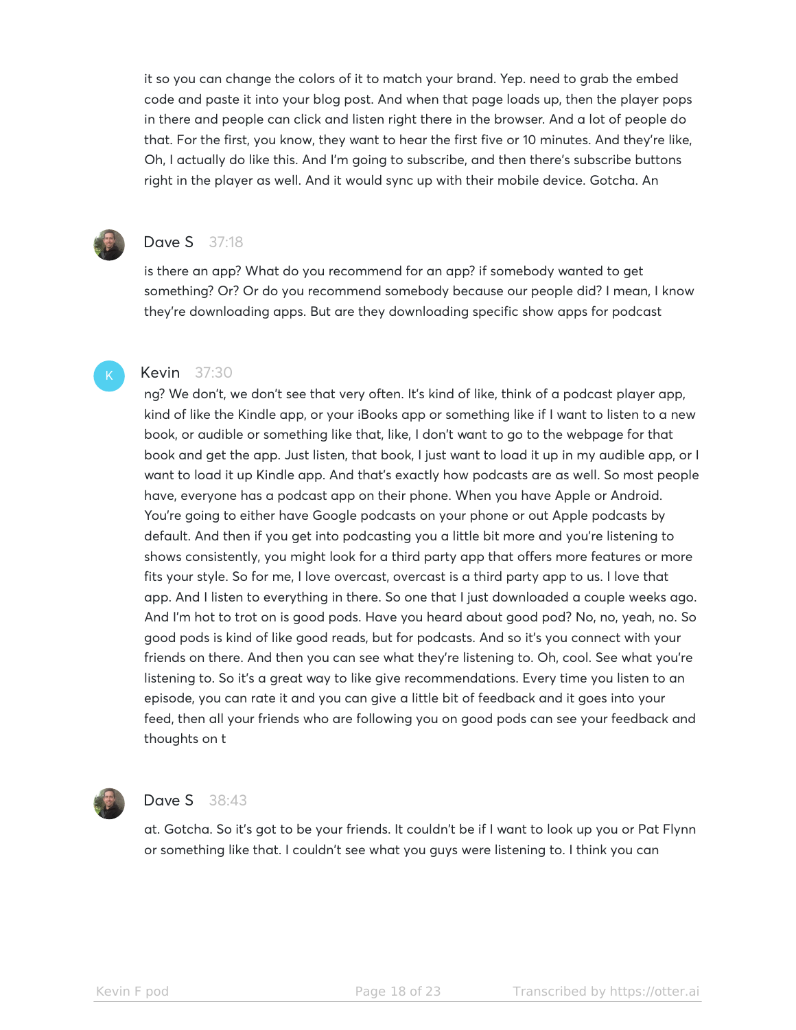it so you can change the colors of it to match your brand. Yep. need to grab the embed code and paste it into your blog post. And when that page loads up, then the player pops in there and people can click and listen right there in the browser. And a lot of people do that. For the first, you know, they want to hear the first five or 10 minutes. And they're like, Oh, I actually do like this. And I'm going to subscribe, and then there's subscribe buttons right in the player as well. And it would sync up with their mobile device. Gotcha. An

**Dave S** 37:18

is there an app? What do you recommend for an app? if somebody wanted to get something? Or? Or do you recommend somebody because our people did? I mean, I know they're downloading apps. But are they downloading specific show apps for podcast

**Kevin** 37:30

ng? We don't, we don't see that very often. It's kind of like, think of a podcast player app, kind of like the Kindle app, or your iBooks app or something like if I want to listen to a new book, or audible or something like that, like, I don't want to go to the webpage for that book and get the app. Just listen, that book, I just want to load it up in my audible app, or I want to load it up Kindle app. And that's exactly how podcasts are as well. So most people have, everyone has a podcast app on their phone. When you have Apple or Android. You're going to either have Google podcasts on your phone or out Apple podcasts by default. And then if you get into podcasting you a little bit more and you're listening to shows consistently, you might look for a third party app that offers more features or more fits your style. So for me, I love overcast, overcast is a third party app to us. I love that app. And I listen to everything in there. So one that I just downloaded a couple weeks ago. And I'm hot to trot on is good pods. Have you heard about good pod? No, no, yeah, no. So good pods is kind of like good reads, but for podcasts. And so it's you connect with your friends on there. And then you can see what they're listening to. Oh, cool. See what you're listening to. So it's a great way to like give recommendations. Every time you listen to an episode, you can rate it and you can give a little bit of feedback and it goes into your feed, then all your friends who are following you on good pods can see your feedback and thoughts on t

**Dave S** 38:43

at. Gotcha. So it's got to be your friends. It couldn't be if I want to look up you or Pat Flynn or something like that. I couldn't see what you guys were listening to. I think you can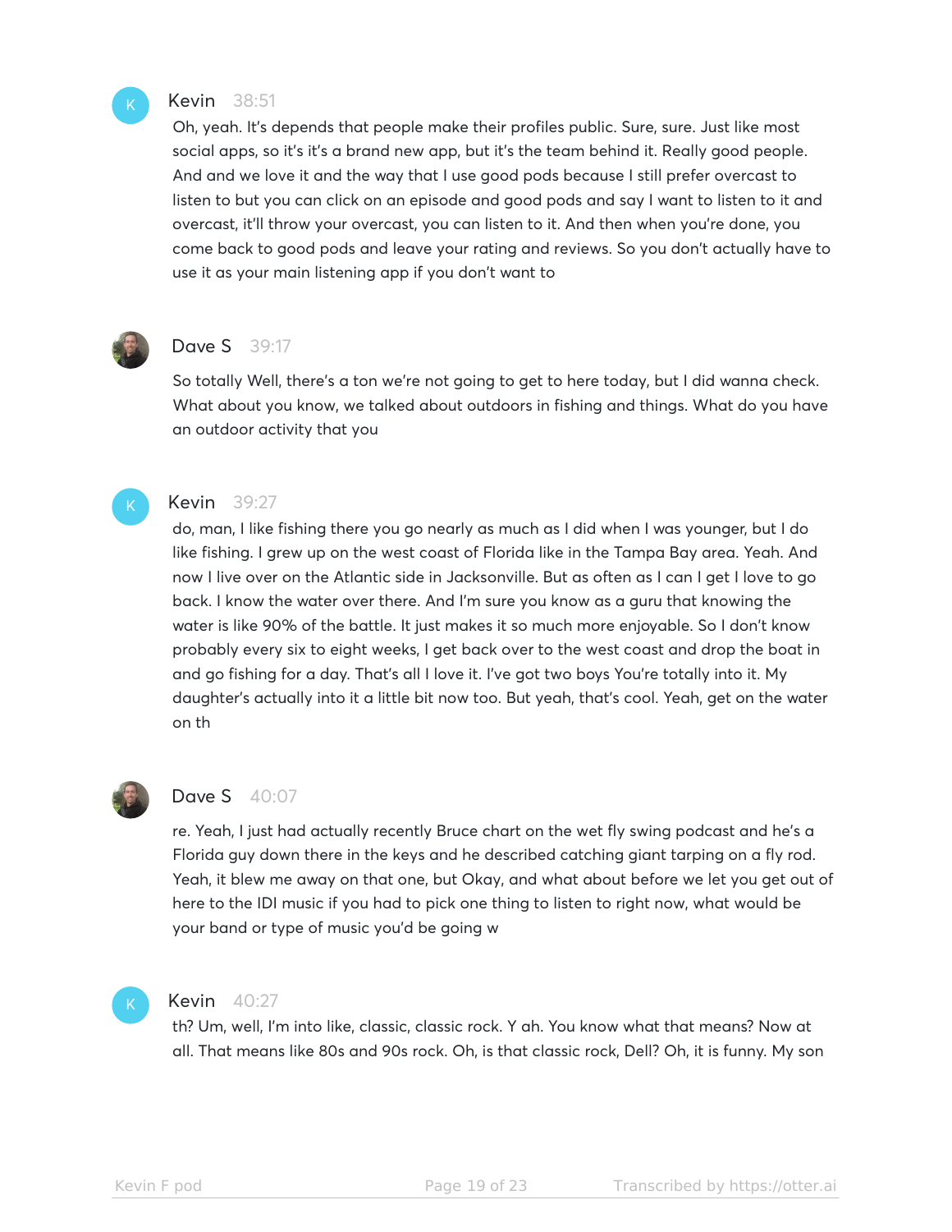**Kevin** 38:51

Oh, yeah. It's depends that people make their profiles public. Sure, sure. Just like most social apps, so it's it's a brand new app, but it's the team behind it. Really good people. And and we love it and the way that I use good pods because I still prefer overcast to listen to but you can click on an episode and good pods and say I want to listen to it and overcast, it'll throw your overcast, you can listen to it. And then when you're done, you come back to good pods and leave your rating and reviews. So you don't actually have to use it as your main listening app if you don't want to

**Dave S** 39:17

So totally Well, there's a ton we're not going to get to here today, but I did wanna check. What about you know, we talked about outdoors in fishing and things. What do you have an outdoor activity that you

**Kevin** 39:27

do, man, I like fishing there you go nearly as much as I did when I was younger, but I do like fishing. I grew up on the west coast of Florida like in the Tampa Bay area. Yeah. And now I live over on the Atlantic side in Jacksonville. But as often as I can I get I love to go back. I know the water over there. And I'm sure you know as a guru that knowing the water is like 90% of the battle. It just makes it so much more enjoyable. So I don't know probably every six to eight weeks, I get back over to the west coast and drop the boat in and go fishing for a day. That's all I love it. I've got two boys You're totally into it. My daughter's actually into it a little bit now too. But yeah, that's cool. Yeah, get on the water on th

**Dave S** 40:07

re. Yeah, I just had actually recently Bruce chart on the wet fly swing podcast and he's a Florida guy down there in the keys and he described catching giant tarping on a fly rod. Yeah, it blew me away on that one, but Okay, and what about before we let you get out of here to the IDI music if you had to pick one thing to listen to right now, what would be your band or type of music you'd be going w

**Kevin** 40:27

th? Um, well, I'm into like, classic, classic rock. Y ah. You know what that means? Now at all. That means like 80s and 90s rock. Oh, is that classic rock, Dell? Oh, it is funny. My son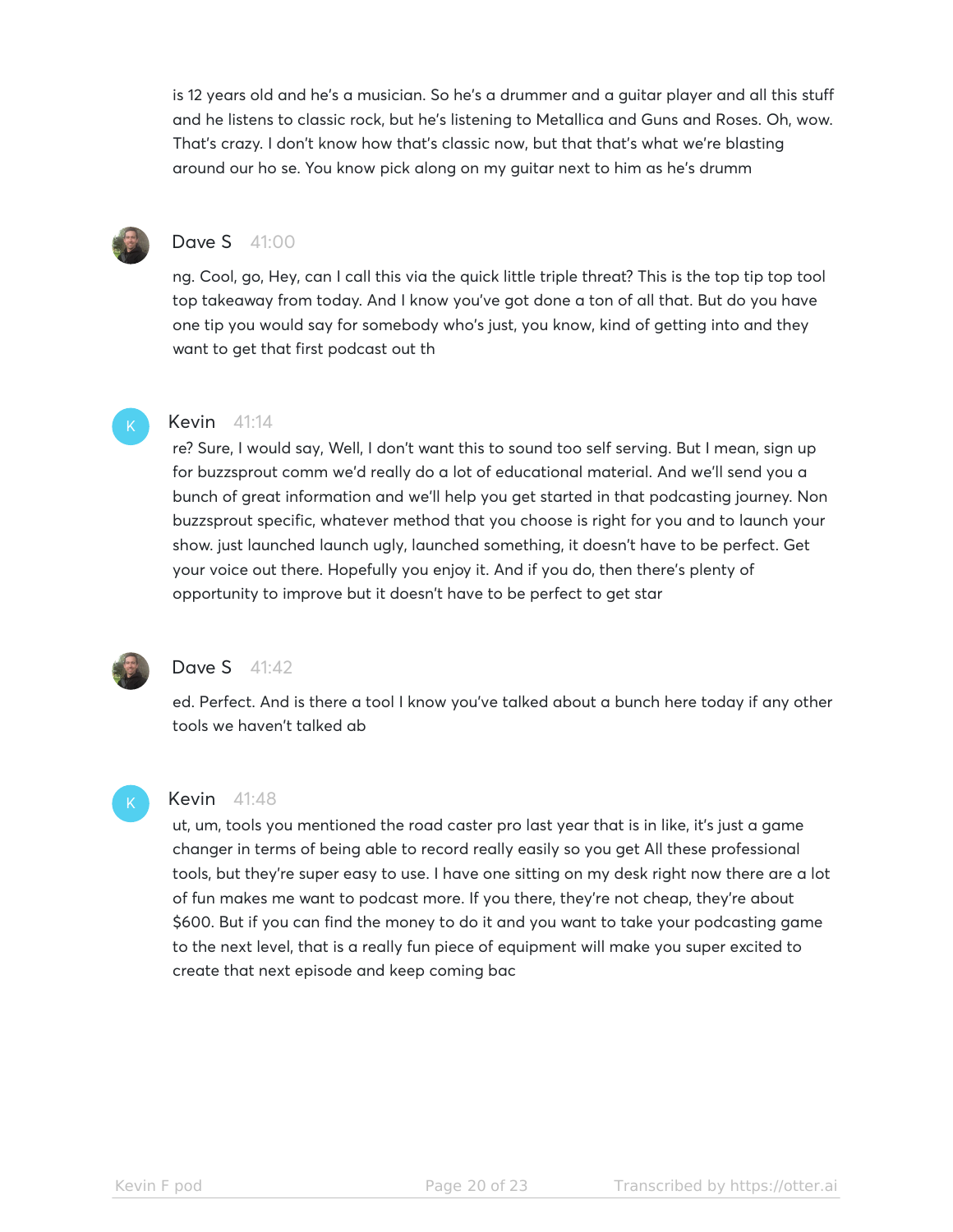is 12 years old and he's a musician. So he's a drummer and a guitar player and all this stuff and he listens to classic rock, but he's listening to Metallica and Guns and Roses. Oh, wow. That's crazy. I don't know how that's classic now, but that that's what we're blasting around our ho se. You know pick along on my guitar next to him as he's drumm

**Dave S** 41:00

ng. Cool, go, Hey, can I call this via the quick little triple threat? This is the top tip top tool top takeaway from today. And I know you've got done a ton of all that. But do you have one tip you would say for somebody who's just, you know, kind of getting into and they want to get that first podcast out th

**Kevin** 41:14

re? Sure, I would say, Well, I don't want this to sound too self serving. But I mean, sign up for buzzsprout comm we'd really do a lot of educational material. And we'll send you a bunch of great information and we'll help you get started in that podcasting journey. Non buzzsprout specific, whatever method that you choose is right for you and to launch your show. just launched launch ugly, launched something, it doesn't have to be perfect. Get your voice out there. Hopefully you enjoy it. And if you do, then there's plenty of opportunity to improve but it doesn't have to be perfect to get star

**Dave S** 41:42

ed. Perfect. And is there a tool I know you've talked about a bunch here today if any other tools we haven't talked ab

**Kevin** 41:48

ut, um, tools you mentioned the road caster pro last year that is in like, it's just a game changer in terms of being able to record really easily so you get All these professional tools, but they're super easy to use. I have one sitting on my desk right now there are a lot of fun makes me want to podcast more. If you there, they're not cheap, they're about $600. But if you can find the money to do it and you want to take your podcasting game to the next level, that is a really fun piece of equipment will make you super excited to create that next episode and keep coming bac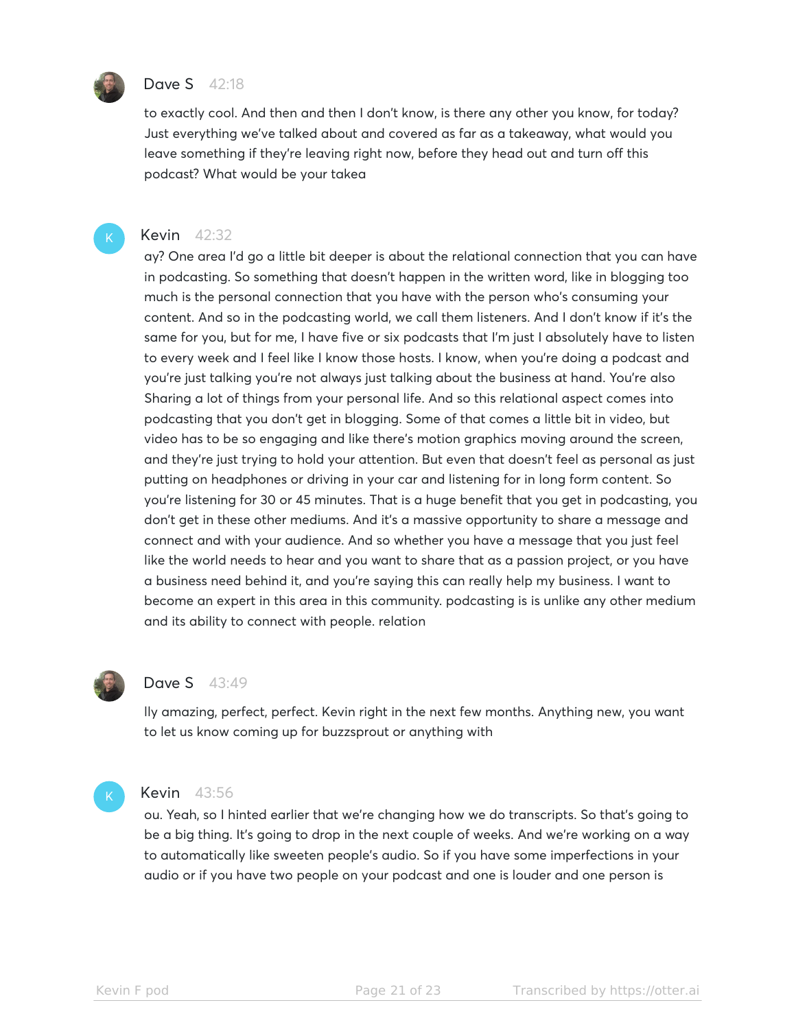**Dave S** 42:18

to exactly cool. And then and then I don't know, is there any other you know, for today? Just everything we've talked about and covered as far as a takeaway, what would you leave something if they're leaving right now, before they head out and turn off this podcast? What would be your takea

**Kevin** 42:32

ay? One area I'd go a little bit deeper is about the relational connection that you can have in podcasting. So something that doesn't happen in the written word, like in blogging too much is the personal connection that you have with the person who's consuming your content. And so in the podcasting world, we call them listeners. And I don't know if it's the same for you, but for me, I have five or six podcasts that I'm just I absolutely have to listen to every week and I feel like I know those hosts. I know, when you're doing a podcast and you're just talking you're not always just talking about the business at hand. You're also Sharing a lot of things from your personal life. And so this relational aspect comes into podcasting that you don't get in blogging. Some of that comes a little bit in video, but video has to be so engaging and like there's motion graphics moving around the screen, and they're just trying to hold your attention. But even that doesn't feel as personal as just putting on headphones or driving in your car and listening for in long form content. So you're listening for 30 or 45 minutes. That is a huge benefit that you get in podcasting, you don't get in these other mediums. And it's a massive opportunity to share a message and connect and with your audience. And so whether you have a message that you just feel like the world needs to hear and you want to share that as a passion project, or you have a business need behind it, and you're saying this can really help my business. I want to become an expert in this area in this community. podcasting is is unlike any other medium and its ability to connect with people. relation

**Dave S** 43:49

lly amazing, perfect, perfect. Kevin right in the next few months. Anything new, you want to let us know coming up for buzzsprout or anything with

**Kevin** 43:56

ou. Yeah, so I hinted earlier that we're changing how we do transcripts. So that's going to be a big thing. It's going to drop in the next couple of weeks. And we're working on a way to automatically like sweeten people's audio. So if you have some imperfections in your audio or if you have two people on your podcast and one is louder and one person is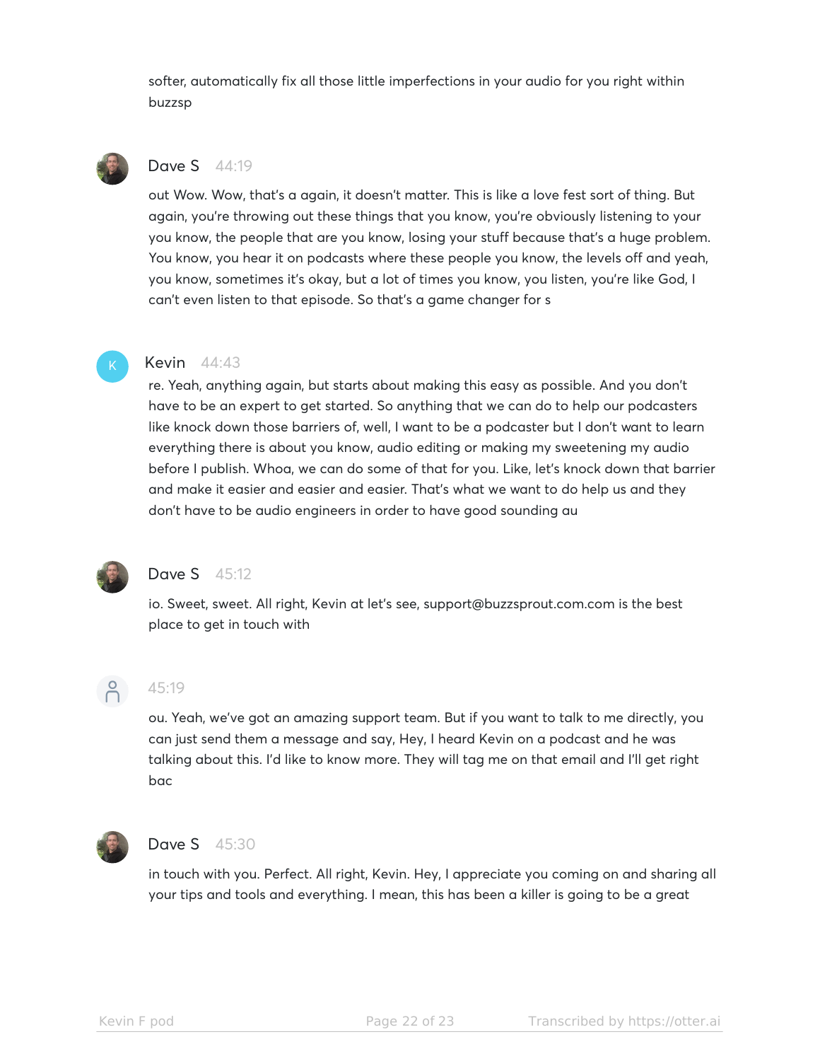softer, automatically fix all those little imperfections in your audio for you right within buzzsp

**Dave S** 44:19

out Wow. Wow, that's a again, it doesn't matter. This is like a love fest sort of thing. But again, you're throwing out these things that you know, you're obviously listening to your you know, the people that are you know, losing your stuff because that's a huge problem. You know, you hear it on podcasts where these people you know, the levels off and yeah, you know, sometimes it's okay, but a lot of times you know, you listen, you're like God, I can't even listen to that episode. So that's a game changer for s

**Kevin** 44:43

re. Yeah, anything again, but starts about making this easy as possible. And you don't have to be an expert to get started. So anything that we can do to help our podcasters like knock down those barriers of, well, I want to be a podcaster but I don't want to learn everything there is about you know, audio editing or making my sweetening my audio before I publish. Whoa, we can do some of that for you. Like, let's knock down that barrier and make it easier and easier and easier. That's what we want to do help us and they don't have to be audio engineers in order to have good sounding au

**Dave S** 45:12

io. Sweet, sweet. All right, Kevin at let's see, support@buzzsprout.com.com is the best place to get in touch with

45:19

ou. Yeah, we've got an amazing support team. But if you want to talk to me directly, you can just send them a message and say, Hey, I heard Kevin on a podcast and he was talking about this. I'd like to know more. They will tag me on that email and I'll get right bac

**Dave S** 45:30

in touch with you. Perfect. All right, Kevin. Hey, I appreciate you coming on and sharing all your tips and tools and everything. I mean, this has been a killer is going to be a great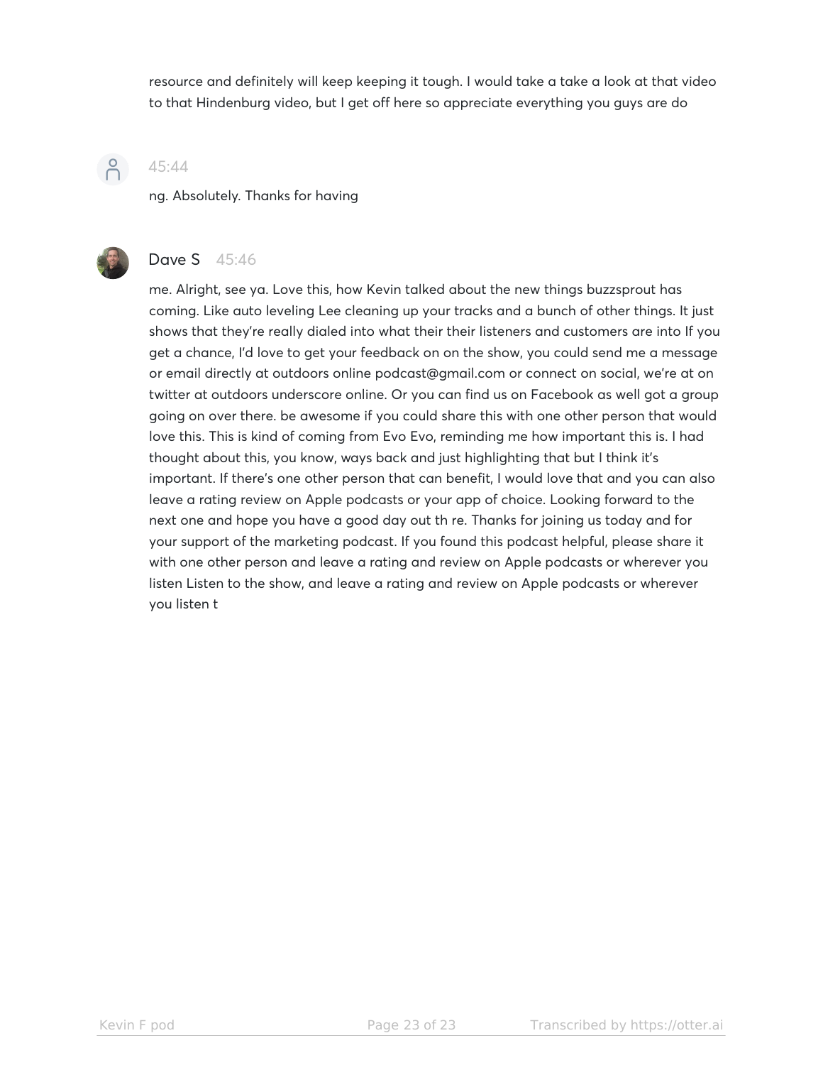resource and definitely will keep keeping it tough. I would take a take a look at that video to that Hindenburg video, but I get off here so appreciate everything you guys are do

45:44

ng. Absolutely. Thanks for having

**Dave S** 45:46

me. Alright, see ya. Love this, how Kevin talked about the new things buzzsprout has coming. Like auto leveling Lee cleaning up your tracks and a bunch of other things. It just shows that they're really dialed into what their their listeners and customers are into If you get a chance, I'd love to get your feedback on on the show, you could send me a message or email directly at outdoors online podcast@gmail.com or connect on social, we're at on twitter at outdoors underscore online. Or you can find us on Facebook as well got a group going on over there. be awesome if you could share this with one other person that would love this. This is kind of coming from Evo Evo, reminding me how important this is. I had thought about this, you know, ways back and just highlighting that but I think it's important. If there's one other person that can benefit, I would love that and you can also leave a rating review on Apple podcasts or your app of choice. Looking forward to the next one and hope you have a good day out th re. Thanks for joining us today and for your support of the marketing podcast. If you found this podcast helpful, please share it with one other person and leave a rating and review on Apple podcasts or wherever you listen Listen to the show, and leave a rating and review on Apple podcasts or wherever you listen t